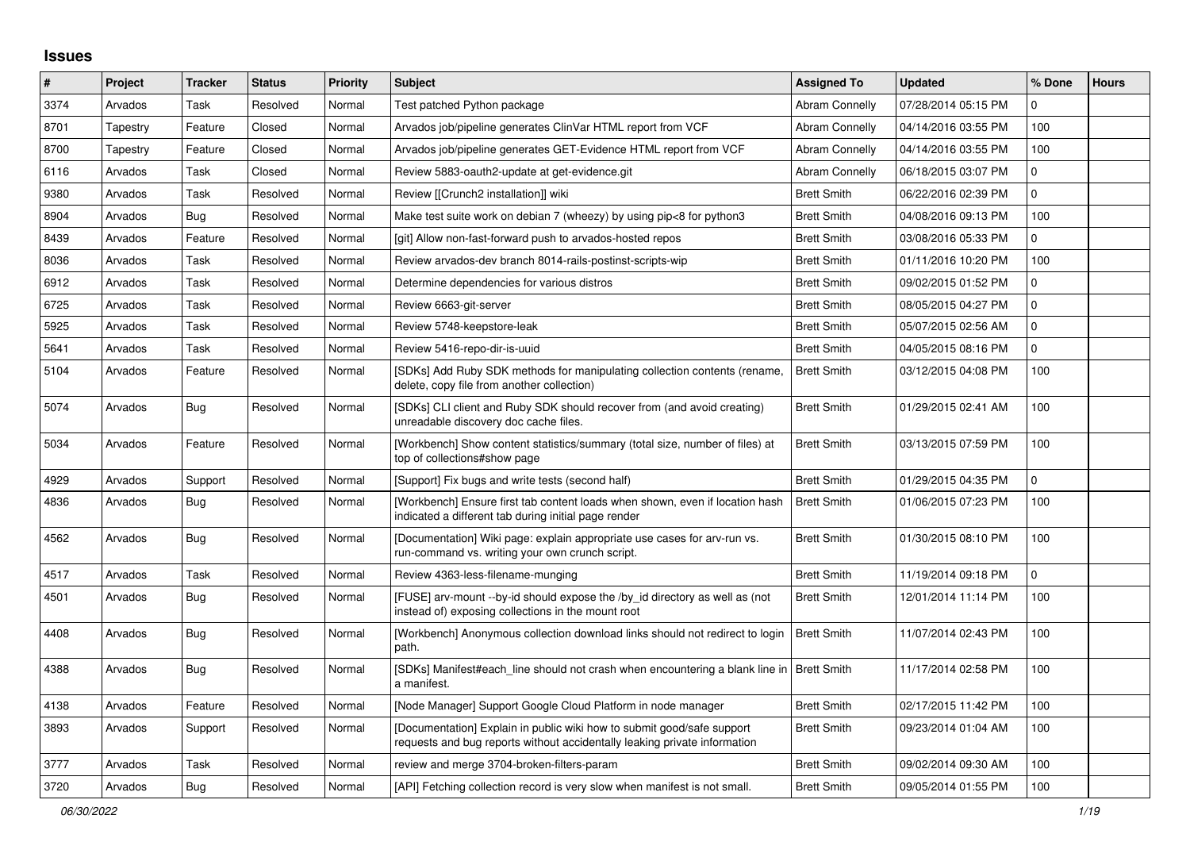# Issues

| # | Project | Tracker | Status | Priority | Subject | Assigned To | Updated | % Done | Hours |
|---|---|---|---|---|---|---|---|---|---|
| 3374 | Arvados | Task | Resolved | Normal | Test patched Python package | Abram Connelly | 07/28/2014 05:15 PM | 0 | |
| 8701 | Tapestry | Feature | Closed | Normal | Arvados job/pipeline generates ClinVar HTML report from VCF | Abram Connelly | 04/14/2016 03:55 PM | 100 | |
| 8700 | Tapestry | Feature | Closed | Normal | Arvados job/pipeline generates GET-Evidence HTML report from VCF | Abram Connelly | 04/14/2016 03:55 PM | 100 | |
| 6116 | Arvados | Task | Closed | Normal | Review 5883-oauth2-update at get-evidence.git | Abram Connelly | 06/18/2015 03:07 PM | 0 | |
| 9380 | Arvados | Task | Resolved | Normal | Review [[Crunch2 installation]] wiki | Brett Smith | 06/22/2016 02:39 PM | 0 | |
| 8904 | Arvados | Bug | Resolved | Normal | Make test suite work on debian 7 (wheezy) by using pip<8 for python3 | Brett Smith | 04/08/2016 09:13 PM | 100 | |
| 8439 | Arvados | Feature | Resolved | Normal | [git] Allow non-fast-forward push to arvados-hosted repos | Brett Smith | 03/08/2016 05:33 PM | 0 | |
| 8036 | Arvados | Task | Resolved | Normal | Review arvados-dev branch 8014-rails-postinst-scripts-wip | Brett Smith | 01/11/2016 10:20 PM | 100 | |
| 6912 | Arvados | Task | Resolved | Normal | Determine dependencies for various distros | Brett Smith | 09/02/2015 01:52 PM | 0 | |
| 6725 | Arvados | Task | Resolved | Normal | Review 6663-git-server | Brett Smith | 08/05/2015 04:27 PM | 0 | |
| 5925 | Arvados | Task | Resolved | Normal | Review 5748-keepstore-leak | Brett Smith | 05/07/2015 02:56 AM | 0 | |
| 5641 | Arvados | Task | Resolved | Normal | Review 5416-repo-dir-is-uuid | Brett Smith | 04/05/2015 08:16 PM | 0 | |
| 5104 | Arvados | Feature | Resolved | Normal | [SDKs] Add Ruby SDK methods for manipulating collection contents (rename, delete, copy file from another collection) | Brett Smith | 03/12/2015 04:08 PM | 100 | |
| 5074 | Arvados | Bug | Resolved | Normal | [SDKs] CLI client and Ruby SDK should recover from (and avoid creating) unreadable discovery doc cache files. | Brett Smith | 01/29/2015 02:41 AM | 100 | |
| 5034 | Arvados | Feature | Resolved | Normal | [Workbench] Show content statistics/summary (total size, number of files) at top of collections#show page | Brett Smith | 03/13/2015 07:59 PM | 100 | |
| 4929 | Arvados | Support | Resolved | Normal | [Support] Fix bugs and write tests (second half) | Brett Smith | 01/29/2015 04:35 PM | 0 | |
| 4836 | Arvados | Bug | Resolved | Normal | [Workbench] Ensure first tab content loads when shown, even if location hash indicated a different tab during initial page render | Brett Smith | 01/06/2015 07:23 PM | 100 | |
| 4562 | Arvados | Bug | Resolved | Normal | [Documentation] Wiki page: explain appropriate use cases for arv-run vs. run-command vs. writing your own crunch script. | Brett Smith | 01/30/2015 08:10 PM | 100 | |
| 4517 | Arvados | Task | Resolved | Normal | Review 4363-less-filename-munging | Brett Smith | 11/19/2014 09:18 PM | 0 | |
| 4501 | Arvados | Bug | Resolved | Normal | [FUSE] arv-mount --by-id should expose the /by_id directory as well as (not instead of) exposing collections in the mount root | Brett Smith | 12/01/2014 11:14 PM | 100 | |
| 4408 | Arvados | Bug | Resolved | Normal | [Workbench] Anonymous collection download links should not redirect to login path. | Brett Smith | 11/07/2014 02:43 PM | 100 | |
| 4388 | Arvados | Bug | Resolved | Normal | [SDKs] Manifest#each_line should not crash when encountering a blank line in a manifest. | Brett Smith | 11/17/2014 02:58 PM | 100 | |
| 4138 | Arvados | Feature | Resolved | Normal | [Node Manager] Support Google Cloud Platform in node manager | Brett Smith | 02/17/2015 11:42 PM | 100 | |
| 3893 | Arvados | Support | Resolved | Normal | [Documentation] Explain in public wiki how to submit good/safe support requests and bug reports without accidentally leaking private information | Brett Smith | 09/23/2014 01:04 AM | 100 | |
| 3777 | Arvados | Task | Resolved | Normal | review and merge 3704-broken-filters-param | Brett Smith | 09/02/2014 09:30 AM | 100 | |
| 3720 | Arvados | Bug | Resolved | Normal | [API] Fetching collection record is very slow when manifest is not small. | Brett Smith | 09/05/2014 01:55 PM | 100 | |

*06/30/2022*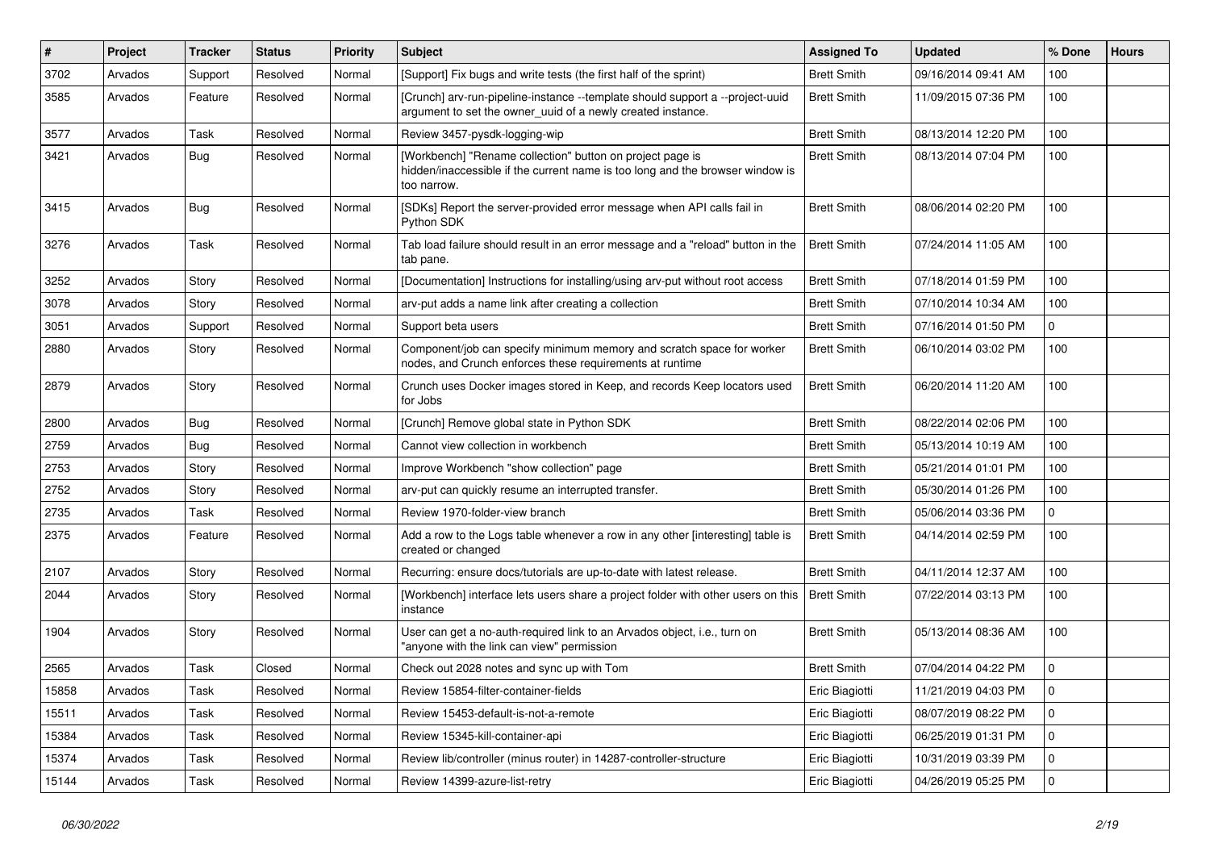| # | Project | Tracker | Status | Priority | Subject | Assigned To | Updated | % Done | Hours |
| --- | --- | --- | --- | --- | --- | --- | --- | --- | --- |
| 3702 | Arvados | Support | Resolved | Normal | [Support] Fix bugs and write tests (the first half of the sprint) | Brett Smith | 09/16/2014 09:41 AM | 100 | |
| 3585 | Arvados | Feature | Resolved | Normal | [Crunch] arv-run-pipeline-instance --template should support a --project-uuid argument to set the owner_uuid of a newly created instance. | Brett Smith | 11/09/2015 07:36 PM | 100 | |
| 3577 | Arvados | Task | Resolved | Normal | Review 3457-pysdk-logging-wip | Brett Smith | 08/13/2014 12:20 PM | 100 | |
| 3421 | Arvados | Bug | Resolved | Normal | [Workbench] "Rename collection" button on project page is hidden/inaccessible if the current name is too long and the browser window is too narrow. | Brett Smith | 08/13/2014 07:04 PM | 100 | |
| 3415 | Arvados | Bug | Resolved | Normal | [SDKs] Report the server-provided error message when API calls fail in Python SDK | Brett Smith | 08/06/2014 02:20 PM | 100 | |
| 3276 | Arvados | Task | Resolved | Normal | Tab load failure should result in an error message and a "reload" button in the tab pane. | Brett Smith | 07/24/2014 11:05 AM | 100 | |
| 3252 | Arvados | Story | Resolved | Normal | [Documentation] Instructions for installing/using arv-put without root access | Brett Smith | 07/18/2014 01:59 PM | 100 | |
| 3078 | Arvados | Story | Resolved | Normal | arv-put adds a name link after creating a collection | Brett Smith | 07/10/2014 10:34 AM | 100 | |
| 3051 | Arvados | Support | Resolved | Normal | Support beta users | Brett Smith | 07/16/2014 01:50 PM | 0 | |
| 2880 | Arvados | Story | Resolved | Normal | Component/job can specify minimum memory and scratch space for worker nodes, and Crunch enforces these requirements at runtime | Brett Smith | 06/10/2014 03:02 PM | 100 | |
| 2879 | Arvados | Story | Resolved | Normal | Crunch uses Docker images stored in Keep, and records Keep locators used for Jobs | Brett Smith | 06/20/2014 11:20 AM | 100 | |
| 2800 | Arvados | Bug | Resolved | Normal | [Crunch] Remove global state in Python SDK | Brett Smith | 08/22/2014 02:06 PM | 100 | |
| 2759 | Arvados | Bug | Resolved | Normal | Cannot view collection in workbench | Brett Smith | 05/13/2014 10:19 AM | 100 | |
| 2753 | Arvados | Story | Resolved | Normal | Improve Workbench "show collection" page | Brett Smith | 05/21/2014 01:01 PM | 100 | |
| 2752 | Arvados | Story | Resolved | Normal | arv-put can quickly resume an interrupted transfer. | Brett Smith | 05/30/2014 01:26 PM | 100 | |
| 2735 | Arvados | Task | Resolved | Normal | Review 1970-folder-view branch | Brett Smith | 05/06/2014 03:36 PM | 0 | |
| 2375 | Arvados | Feature | Resolved | Normal | Add a row to the Logs table whenever a row in any other [interesting] table is created or changed | Brett Smith | 04/14/2014 02:59 PM | 100 | |
| 2107 | Arvados | Story | Resolved | Normal | Recurring: ensure docs/tutorials are up-to-date with latest release. | Brett Smith | 04/11/2014 12:37 AM | 100 | |
| 2044 | Arvados | Story | Resolved | Normal | [Workbench] interface lets users share a project folder with other users on this instance | Brett Smith | 07/22/2014 03:13 PM | 100 | |
| 1904 | Arvados | Story | Resolved | Normal | User can get a no-auth-required link to an Arvados object, i.e., turn on "anyone with the link can view" permission | Brett Smith | 05/13/2014 08:36 AM | 100 | |
| 2565 | Arvados | Task | Closed | Normal | Check out 2028 notes and sync up with Tom | Brett Smith | 07/04/2014 04:22 PM | 0 | |
| 15858 | Arvados | Task | Resolved | Normal | Review 15854-filter-container-fields | Eric Biagiotti | 11/21/2019 04:03 PM | 0 | |
| 15511 | Arvados | Task | Resolved | Normal | Review 15453-default-is-not-a-remote | Eric Biagiotti | 08/07/2019 08:22 PM | 0 | |
| 15384 | Arvados | Task | Resolved | Normal | Review 15345-kill-container-api | Eric Biagiotti | 06/25/2019 01:31 PM | 0 | |
| 15374 | Arvados | Task | Resolved | Normal | Review lib/controller (minus router) in 14287-controller-structure | Eric Biagiotti | 10/31/2019 03:39 PM | 0 | |
| 15144 | Arvados | Task | Resolved | Normal | Review 14399-azure-list-retry | Eric Biagiotti | 04/26/2019 05:25 PM | 0 | |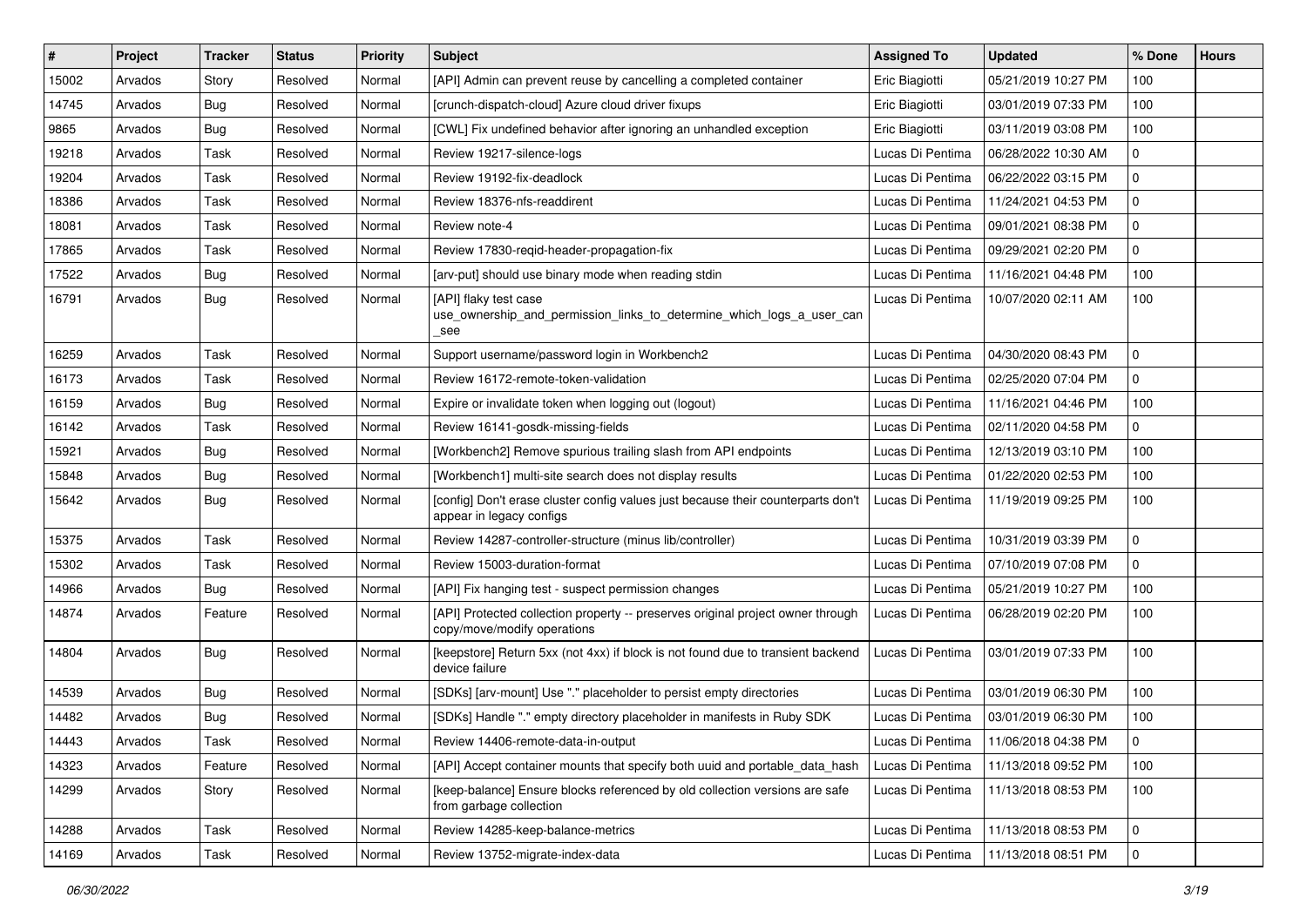| # | Project | Tracker | Status | Priority | Subject | Assigned To | Updated | % Done | Hours |
|---|---|---|---|---|---|---|---|---|---|
| 15002 | Arvados | Story | Resolved | Normal | [API] Admin can prevent reuse by cancelling a completed container | Eric Biagiotti | 05/21/2019 10:27 PM | 100 | |
| 14745 | Arvados | Bug | Resolved | Normal | [crunch-dispatch-cloud] Azure cloud driver fixups | Eric Biagiotti | 03/01/2019 07:33 PM | 100 | |
| 9865 | Arvados | Bug | Resolved | Normal | [CWL] Fix undefined behavior after ignoring an unhandled exception | Eric Biagiotti | 03/11/2019 03:08 PM | 100 | |
| 19218 | Arvados | Task | Resolved | Normal | Review 19217-silence-logs | Lucas Di Pentima | 06/28/2022 10:30 AM | 0 | |
| 19204 | Arvados | Task | Resolved | Normal | Review 19192-fix-deadlock | Lucas Di Pentima | 06/22/2022 03:15 PM | 0 | |
| 18386 | Arvados | Task | Resolved | Normal | Review 18376-nfs-readdirent | Lucas Di Pentima | 11/24/2021 04:53 PM | 0 | |
| 18081 | Arvados | Task | Resolved | Normal | Review note-4 | Lucas Di Pentima | 09/01/2021 08:38 PM | 0 | |
| 17865 | Arvados | Task | Resolved | Normal | Review 17830-reqid-header-propagation-fix | Lucas Di Pentima | 09/29/2021 02:20 PM | 0 | |
| 17522 | Arvados | Bug | Resolved | Normal | [arv-put] should use binary mode when reading stdin | Lucas Di Pentima | 11/16/2021 04:48 PM | 100 | |
| 16791 | Arvados | Bug | Resolved | Normal | [API] flaky test case use_ownership_and_permission_links_to_determine_which_logs_a_user_can_see | Lucas Di Pentima | 10/07/2020 02:11 AM | 100 | |
| 16259 | Arvados | Task | Resolved | Normal | Support username/password login in Workbench2 | Lucas Di Pentima | 04/30/2020 08:43 PM | 0 | |
| 16173 | Arvados | Task | Resolved | Normal | Review 16172-remote-token-validation | Lucas Di Pentima | 02/25/2020 07:04 PM | 0 | |
| 16159 | Arvados | Bug | Resolved | Normal | Expire or invalidate token when logging out (logout) | Lucas Di Pentima | 11/16/2021 04:46 PM | 100 | |
| 16142 | Arvados | Task | Resolved | Normal | Review 16141-gosdk-missing-fields | Lucas Di Pentima | 02/11/2020 04:58 PM | 0 | |
| 15921 | Arvados | Bug | Resolved | Normal | [Workbench2] Remove spurious trailing slash from API endpoints | Lucas Di Pentima | 12/13/2019 03:10 PM | 100 | |
| 15848 | Arvados | Bug | Resolved | Normal | [Workbench1] multi-site search does not display results | Lucas Di Pentima | 01/22/2020 02:53 PM | 100 | |
| 15642 | Arvados | Bug | Resolved | Normal | [config] Don't erase cluster config values just because their counterparts don't appear in legacy configs | Lucas Di Pentima | 11/19/2019 09:25 PM | 100 | |
| 15375 | Arvados | Task | Resolved | Normal | Review 14287-controller-structure (minus lib/controller) | Lucas Di Pentima | 10/31/2019 03:39 PM | 0 | |
| 15302 | Arvados | Task | Resolved | Normal | Review 15003-duration-format | Lucas Di Pentima | 07/10/2019 07:08 PM | 0 | |
| 14966 | Arvados | Bug | Resolved | Normal | [API] Fix hanging test - suspect permission changes | Lucas Di Pentima | 05/21/2019 10:27 PM | 100 | |
| 14874 | Arvados | Feature | Resolved | Normal | [API] Protected collection property -- preserves original project owner through copy/move/modify operations | Lucas Di Pentima | 06/28/2019 02:20 PM | 100 | |
| 14804 | Arvados | Bug | Resolved | Normal | [keepstore] Return 5xx (not 4xx) if block is not found due to transient backend device failure | Lucas Di Pentima | 03/01/2019 07:33 PM | 100 | |
| 14539 | Arvados | Bug | Resolved | Normal | [SDKs] [arv-mount] Use "." placeholder to persist empty directories | Lucas Di Pentima | 03/01/2019 06:30 PM | 100 | |
| 14482 | Arvados | Bug | Resolved | Normal | [SDKs] Handle "." empty directory placeholder in manifests in Ruby SDK | Lucas Di Pentima | 03/01/2019 06:30 PM | 100 | |
| 14443 | Arvados | Task | Resolved | Normal | Review 14406-remote-data-in-output | Lucas Di Pentima | 11/06/2018 04:38 PM | 0 | |
| 14323 | Arvados | Feature | Resolved | Normal | [API] Accept container mounts that specify both uuid and portable_data_hash | Lucas Di Pentima | 11/13/2018 09:52 PM | 100 | |
| 14299 | Arvados | Story | Resolved | Normal | [keep-balance] Ensure blocks referenced by old collection versions are safe from garbage collection | Lucas Di Pentima | 11/13/2018 08:53 PM | 100 | |
| 14288 | Arvados | Task | Resolved | Normal | Review 14285-keep-balance-metrics | Lucas Di Pentima | 11/13/2018 08:53 PM | 0 | |
| 14169 | Arvados | Task | Resolved | Normal | Review 13752-migrate-index-data | Lucas Di Pentima | 11/13/2018 08:51 PM | 0 | |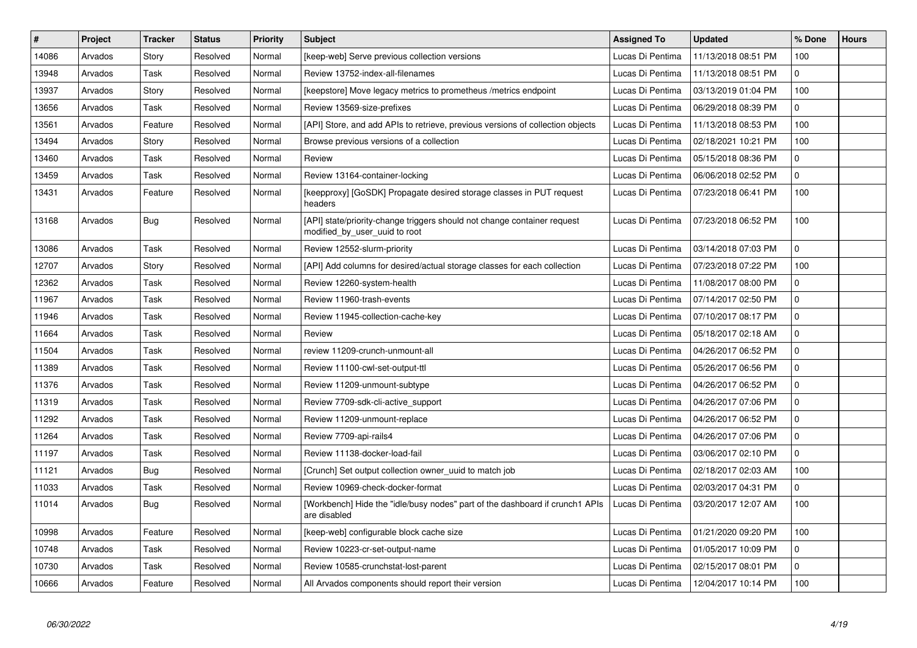| # | Project | Tracker | Status | Priority | Subject | Assigned To | Updated | % Done | Hours |
|---|---|---|---|---|---|---|---|---|---|
| 14086 | Arvados | Story | Resolved | Normal | [keep-web] Serve previous collection versions | Lucas Di Pentima | 11/13/2018 08:51 PM | 100 | |
| 13948 | Arvados | Task | Resolved | Normal | Review 13752-index-all-filenames | Lucas Di Pentima | 11/13/2018 08:51 PM | 0 | |
| 13937 | Arvados | Story | Resolved | Normal | [keepstore] Move legacy metrics to prometheus /metrics endpoint | Lucas Di Pentima | 03/13/2019 01:04 PM | 100 | |
| 13656 | Arvados | Task | Resolved | Normal | Review 13569-size-prefixes | Lucas Di Pentima | 06/29/2018 08:39 PM | 0 | |
| 13561 | Arvados | Feature | Resolved | Normal | [API] Store, and add APIs to retrieve, previous versions of collection objects | Lucas Di Pentima | 11/13/2018 08:53 PM | 100 | |
| 13494 | Arvados | Story | Resolved | Normal | Browse previous versions of a collection | Lucas Di Pentima | 02/18/2021 10:21 PM | 100 | |
| 13460 | Arvados | Task | Resolved | Normal | Review | Lucas Di Pentima | 05/15/2018 08:36 PM | 0 | |
| 13459 | Arvados | Task | Resolved | Normal | Review 13164-container-locking | Lucas Di Pentima | 06/06/2018 02:52 PM | 0 | |
| 13431 | Arvados | Feature | Resolved | Normal | [keepproxy] [GoSDK] Propagate desired storage classes in PUT request headers | Lucas Di Pentima | 07/23/2018 06:41 PM | 100 | |
| 13168 | Arvados | Bug | Resolved | Normal | [API] state/priority-change triggers should not change container request modified_by_user_uuid to root | Lucas Di Pentima | 07/23/2018 06:52 PM | 100 | |
| 13086 | Arvados | Task | Resolved | Normal | Review 12552-slurm-priority | Lucas Di Pentima | 03/14/2018 07:03 PM | 0 | |
| 12707 | Arvados | Story | Resolved | Normal | [API] Add columns for desired/actual storage classes for each collection | Lucas Di Pentima | 07/23/2018 07:22 PM | 100 | |
| 12362 | Arvados | Task | Resolved | Normal | Review 12260-system-health | Lucas Di Pentima | 11/08/2017 08:00 PM | 0 | |
| 11967 | Arvados | Task | Resolved | Normal | Review 11960-trash-events | Lucas Di Pentima | 07/14/2017 02:50 PM | 0 | |
| 11946 | Arvados | Task | Resolved | Normal | Review 11945-collection-cache-key | Lucas Di Pentima | 07/10/2017 08:17 PM | 0 | |
| 11664 | Arvados | Task | Resolved | Normal | Review | Lucas Di Pentima | 05/18/2017 02:18 AM | 0 | |
| 11504 | Arvados | Task | Resolved | Normal | review 11209-crunch-unmount-all | Lucas Di Pentima | 04/26/2017 06:52 PM | 0 | |
| 11389 | Arvados | Task | Resolved | Normal | Review 11100-cwl-set-output-ttl | Lucas Di Pentima | 05/26/2017 06:56 PM | 0 | |
| 11376 | Arvados | Task | Resolved | Normal | Review 11209-unmount-subtype | Lucas Di Pentima | 04/26/2017 06:52 PM | 0 | |
| 11319 | Arvados | Task | Resolved | Normal | Review 7709-sdk-cli-active_support | Lucas Di Pentima | 04/26/2017 07:06 PM | 0 | |
| 11292 | Arvados | Task | Resolved | Normal | Review 11209-unmount-replace | Lucas Di Pentima | 04/26/2017 06:52 PM | 0 | |
| 11264 | Arvados | Task | Resolved | Normal | Review 7709-api-rails4 | Lucas Di Pentima | 04/26/2017 07:06 PM | 0 | |
| 11197 | Arvados | Task | Resolved | Normal | Review 11138-docker-load-fail | Lucas Di Pentima | 03/06/2017 02:10 PM | 0 | |
| 11121 | Arvados | Bug | Resolved | Normal | [Crunch] Set output collection owner_uuid to match job | Lucas Di Pentima | 02/18/2017 02:03 AM | 100 | |
| 11033 | Arvados | Task | Resolved | Normal | Review 10969-check-docker-format | Lucas Di Pentima | 02/03/2017 04:31 PM | 0 | |
| 11014 | Arvados | Bug | Resolved | Normal | [Workbench] Hide the "idle/busy nodes" part of the dashboard if crunch1 APIs are disabled | Lucas Di Pentima | 03/20/2017 12:07 AM | 100 | |
| 10998 | Arvados | Feature | Resolved | Normal | [keep-web] configurable block cache size | Lucas Di Pentima | 01/21/2020 09:20 PM | 100 | |
| 10748 | Arvados | Task | Resolved | Normal | Review 10223-cr-set-output-name | Lucas Di Pentima | 01/05/2017 10:09 PM | 0 | |
| 10730 | Arvados | Task | Resolved | Normal | Review 10585-crunchstat-lost-parent | Lucas Di Pentima | 02/15/2017 08:01 PM | 0 | |
| 10666 | Arvados | Feature | Resolved | Normal | All Arvados components should report their version | Lucas Di Pentima | 12/04/2017 10:14 PM | 100 | |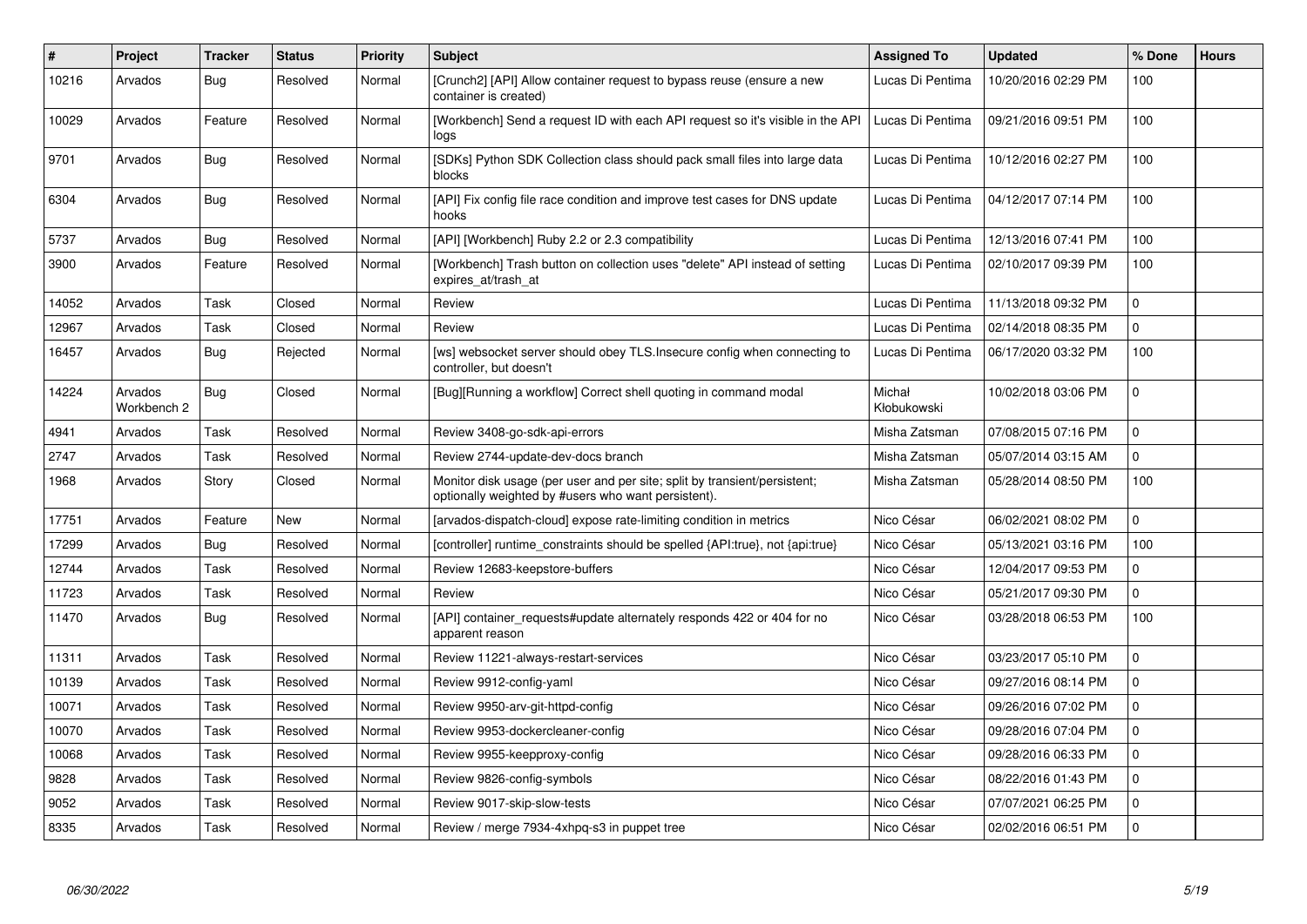| # | Project | Tracker | Status | Priority | Subject | Assigned To | Updated | % Done | Hours |
|---|---|---|---|---|---|---|---|---|---|
| 10216 | Arvados | Bug | Resolved | Normal | [Crunch2] [API] Allow container request to bypass reuse (ensure a new container is created) | Lucas Di Pentima | 10/20/2016 02:29 PM | 100 | |
| 10029 | Arvados | Feature | Resolved | Normal | [Workbench] Send a request ID with each API request so it's visible in the API logs | Lucas Di Pentima | 09/21/2016 09:51 PM | 100 | |
| 9701 | Arvados | Bug | Resolved | Normal | [SDKs] Python SDK Collection class should pack small files into large data blocks | Lucas Di Pentima | 10/12/2016 02:27 PM | 100 | |
| 6304 | Arvados | Bug | Resolved | Normal | [API] Fix config file race condition and improve test cases for DNS update hooks | Lucas Di Pentima | 04/12/2017 07:14 PM | 100 | |
| 5737 | Arvados | Bug | Resolved | Normal | [API] [Workbench] Ruby 2.2 or 2.3 compatibility | Lucas Di Pentima | 12/13/2016 07:41 PM | 100 | |
| 3900 | Arvados | Feature | Resolved | Normal | [Workbench] Trash button on collection uses "delete" API instead of setting expires_at/trash_at | Lucas Di Pentima | 02/10/2017 09:39 PM | 100 | |
| 14052 | Arvados | Task | Closed | Normal | Review | Lucas Di Pentima | 11/13/2018 09:32 PM | 0 | |
| 12967 | Arvados | Task | Closed | Normal | Review | Lucas Di Pentima | 02/14/2018 08:35 PM | 0 | |
| 16457 | Arvados | Bug | Rejected | Normal | [ws] websocket server should obey TLS.Insecure config when connecting to controller, but doesn't | Lucas Di Pentima | 06/17/2020 03:32 PM | 100 | |
| 14224 | Arvados Workbench 2 | Bug | Closed | Normal | [Bug][Running a workflow] Correct shell quoting in command modal | Michał Kłobukowski | 10/02/2018 03:06 PM | 0 | |
| 4941 | Arvados | Task | Resolved | Normal | Review 3408-go-sdk-api-errors | Misha Zatsman | 07/08/2015 07:16 PM | 0 | |
| 2747 | Arvados | Task | Resolved | Normal | Review 2744-update-dev-docs branch | Misha Zatsman | 05/07/2014 03:15 AM | 0 | |
| 1968 | Arvados | Story | Closed | Normal | Monitor disk usage (per user and per site; split by transient/persistent; optionally weighted by #users who want persistent). | Misha Zatsman | 05/28/2014 08:50 PM | 100 | |
| 17751 | Arvados | Feature | New | Normal | [arvados-dispatch-cloud] expose rate-limiting condition in metrics | Nico César | 06/02/2021 08:02 PM | 0 | |
| 17299 | Arvados | Bug | Resolved | Normal | [controller] runtime_constraints should be spelled {API:true}, not {api:true} | Nico César | 05/13/2021 03:16 PM | 100 | |
| 12744 | Arvados | Task | Resolved | Normal | Review 12683-keepstore-buffers | Nico César | 12/04/2017 09:53 PM | 0 | |
| 11723 | Arvados | Task | Resolved | Normal | Review | Nico César | 05/21/2017 09:30 PM | 0 | |
| 11470 | Arvados | Bug | Resolved | Normal | [API] container_requests#update alternately responds 422 or 404 for no apparent reason | Nico César | 03/28/2018 06:53 PM | 100 | |
| 11311 | Arvados | Task | Resolved | Normal | Review 11221-always-restart-services | Nico César | 03/23/2017 05:10 PM | 0 | |
| 10139 | Arvados | Task | Resolved | Normal | Review 9912-config-yaml | Nico César | 09/27/2016 08:14 PM | 0 | |
| 10071 | Arvados | Task | Resolved | Normal | Review 9950-arv-git-httpd-config | Nico César | 09/26/2016 07:02 PM | 0 | |
| 10070 | Arvados | Task | Resolved | Normal | Review 9953-dockercleaner-config | Nico César | 09/28/2016 07:04 PM | 0 | |
| 10068 | Arvados | Task | Resolved | Normal | Review 9955-keepproxy-config | Nico César | 09/28/2016 06:33 PM | 0 | |
| 9828 | Arvados | Task | Resolved | Normal | Review 9826-config-symbols | Nico César | 08/22/2016 01:43 PM | 0 | |
| 9052 | Arvados | Task | Resolved | Normal | Review 9017-skip-slow-tests | Nico César | 07/07/2021 06:25 PM | 0 | |
| 8335 | Arvados | Task | Resolved | Normal | Review / merge 7934-4xhpq-s3 in puppet tree | Nico César | 02/02/2016 06:51 PM | 0 | |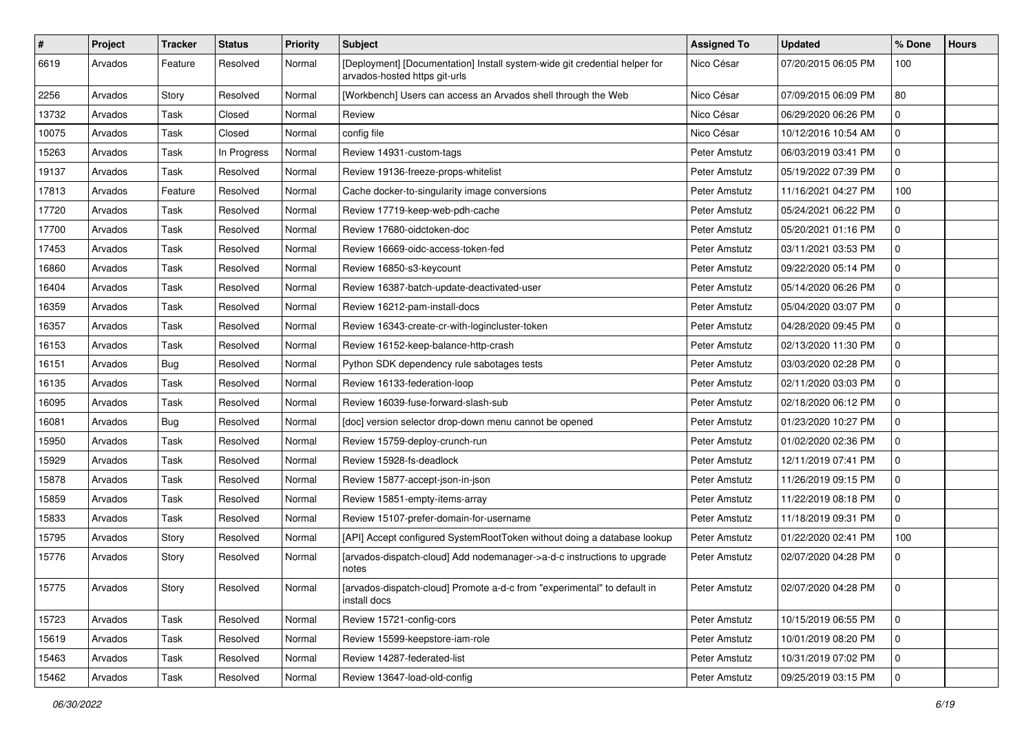| # | Project | Tracker | Status | Priority | Subject | Assigned To | Updated | % Done | Hours |
|---|---|---|---|---|---|---|---|---|---|
| 6619 | Arvados | Feature | Resolved | Normal | [Deployment] [Documentation] Install system-wide git credential helper for arvados-hosted https git-urls | Nico César | 07/20/2015 06:05 PM | 100 | |
| 2256 | Arvados | Story | Resolved | Normal | [Workbench] Users can access an Arvados shell through the Web | Nico César | 07/09/2015 06:09 PM | 80 | |
| 13732 | Arvados | Task | Closed | Normal | Review | Nico César | 06/29/2020 06:26 PM | 0 | |
| 10075 | Arvados | Task | Closed | Normal | config file | Nico César | 10/12/2016 10:54 AM | 0 | |
| 15263 | Arvados | Task | In Progress | Normal | Review 14931-custom-tags | Peter Amstutz | 06/03/2019 03:41 PM | 0 | |
| 19137 | Arvados | Task | Resolved | Normal | Review 19136-freeze-props-whitelist | Peter Amstutz | 05/19/2022 07:39 PM | 0 | |
| 17813 | Arvados | Feature | Resolved | Normal | Cache docker-to-singularity image conversions | Peter Amstutz | 11/16/2021 04:27 PM | 100 | |
| 17720 | Arvados | Task | Resolved | Normal | Review 17719-keep-web-pdh-cache | Peter Amstutz | 05/24/2021 06:22 PM | 0 | |
| 17700 | Arvados | Task | Resolved | Normal | Review 17680-oidctoken-doc | Peter Amstutz | 05/20/2021 01:16 PM | 0 | |
| 17453 | Arvados | Task | Resolved | Normal | Review 16669-oidc-access-token-fed | Peter Amstutz | 03/11/2021 03:53 PM | 0 | |
| 16860 | Arvados | Task | Resolved | Normal | Review 16850-s3-keycount | Peter Amstutz | 09/22/2020 05:14 PM | 0 | |
| 16404 | Arvados | Task | Resolved | Normal | Review 16387-batch-update-deactivated-user | Peter Amstutz | 05/14/2020 06:26 PM | 0 | |
| 16359 | Arvados | Task | Resolved | Normal | Review 16212-pam-install-docs | Peter Amstutz | 05/04/2020 03:07 PM | 0 | |
| 16357 | Arvados | Task | Resolved | Normal | Review 16343-create-cr-with-logincluster-token | Peter Amstutz | 04/28/2020 09:45 PM | 0 | |
| 16153 | Arvados | Task | Resolved | Normal | Review 16152-keep-balance-http-crash | Peter Amstutz | 02/13/2020 11:30 PM | 0 | |
| 16151 | Arvados | Bug | Resolved | Normal | Python SDK dependency rule sabotages tests | Peter Amstutz | 03/03/2020 02:28 PM | 0 | |
| 16135 | Arvados | Task | Resolved | Normal | Review 16133-federation-loop | Peter Amstutz | 02/11/2020 03:03 PM | 0 | |
| 16095 | Arvados | Task | Resolved | Normal | Review 16039-fuse-forward-slash-sub | Peter Amstutz | 02/18/2020 06:12 PM | 0 | |
| 16081 | Arvados | Bug | Resolved | Normal | [doc] version selector drop-down menu cannot be opened | Peter Amstutz | 01/23/2020 10:27 PM | 0 | |
| 15950 | Arvados | Task | Resolved | Normal | Review 15759-deploy-crunch-run | Peter Amstutz | 01/02/2020 02:36 PM | 0 | |
| 15929 | Arvados | Task | Resolved | Normal | Review 15928-fs-deadlock | Peter Amstutz | 12/11/2019 07:41 PM | 0 | |
| 15878 | Arvados | Task | Resolved | Normal | Review 15877-accept-json-in-json | Peter Amstutz | 11/26/2019 09:15 PM | 0 | |
| 15859 | Arvados | Task | Resolved | Normal | Review 15851-empty-items-array | Peter Amstutz | 11/22/2019 08:18 PM | 0 | |
| 15833 | Arvados | Task | Resolved | Normal | Review 15107-prefer-domain-for-username | Peter Amstutz | 11/18/2019 09:31 PM | 0 | |
| 15795 | Arvados | Story | Resolved | Normal | [API] Accept configured SystemRootToken without doing a database lookup | Peter Amstutz | 01/22/2020 02:41 PM | 100 | |
| 15776 | Arvados | Story | Resolved | Normal | [arvados-dispatch-cloud] Add nodemanager->a-d-c instructions to upgrade notes | Peter Amstutz | 02/07/2020 04:28 PM | 0 | |
| 15775 | Arvados | Story | Resolved | Normal | [arvados-dispatch-cloud] Promote a-d-c from "experimental" to default in install docs | Peter Amstutz | 02/07/2020 04:28 PM | 0 | |
| 15723 | Arvados | Task | Resolved | Normal | Review 15721-config-cors | Peter Amstutz | 10/15/2019 06:55 PM | 0 | |
| 15619 | Arvados | Task | Resolved | Normal | Review 15599-keepstore-iam-role | Peter Amstutz | 10/01/2019 08:20 PM | 0 | |
| 15463 | Arvados | Task | Resolved | Normal | Review 14287-federated-list | Peter Amstutz | 10/31/2019 07:02 PM | 0 | |
| 15462 | Arvados | Task | Resolved | Normal | Review 13647-load-old-config | Peter Amstutz | 09/25/2019 03:15 PM | 0 | |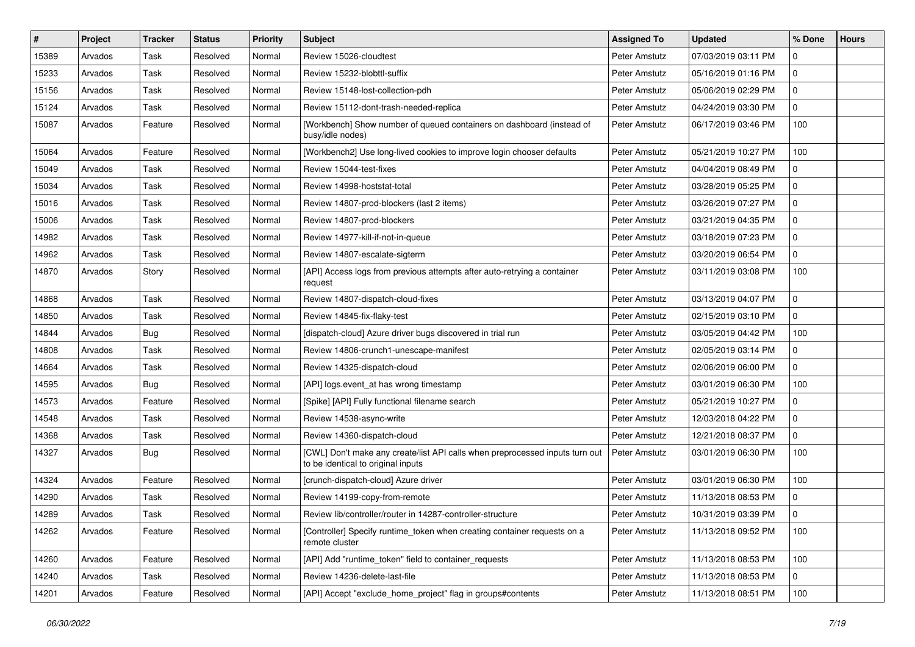| # | Project | Tracker | Status | Priority | Subject | Assigned To | Updated | % Done | Hours |
|---|---|---|---|---|---|---|---|---|---|
| 15389 | Arvados | Task | Resolved | Normal | Review 15026-cloudtest | Peter Amstutz | 07/03/2019 03:11 PM | 0 | |
| 15233 | Arvados | Task | Resolved | Normal | Review 15232-blobttl-suffix | Peter Amstutz | 05/16/2019 01:16 PM | 0 | |
| 15156 | Arvados | Task | Resolved | Normal | Review 15148-lost-collection-pdh | Peter Amstutz | 05/06/2019 02:29 PM | 0 | |
| 15124 | Arvados | Task | Resolved | Normal | Review 15112-dont-trash-needed-replica | Peter Amstutz | 04/24/2019 03:30 PM | 0 | |
| 15087 | Arvados | Feature | Resolved | Normal | [Workbench] Show number of queued containers on dashboard (instead of busy/idle nodes) | Peter Amstutz | 06/17/2019 03:46 PM | 100 | |
| 15064 | Arvados | Feature | Resolved | Normal | [Workbench2] Use long-lived cookies to improve login chooser defaults | Peter Amstutz | 05/21/2019 10:27 PM | 100 | |
| 15049 | Arvados | Task | Resolved | Normal | Review 15044-test-fixes | Peter Amstutz | 04/04/2019 08:49 PM | 0 | |
| 15034 | Arvados | Task | Resolved | Normal | Review 14998-hoststat-total | Peter Amstutz | 03/28/2019 05:25 PM | 0 | |
| 15016 | Arvados | Task | Resolved | Normal | Review 14807-prod-blockers (last 2 items) | Peter Amstutz | 03/26/2019 07:27 PM | 0 | |
| 15006 | Arvados | Task | Resolved | Normal | Review 14807-prod-blockers | Peter Amstutz | 03/21/2019 04:35 PM | 0 | |
| 14982 | Arvados | Task | Resolved | Normal | Review 14977-kill-if-not-in-queue | Peter Amstutz | 03/18/2019 07:23 PM | 0 | |
| 14962 | Arvados | Task | Resolved | Normal | Review 14807-escalate-sigterm | Peter Amstutz | 03/20/2019 06:54 PM | 0 | |
| 14870 | Arvados | Story | Resolved | Normal | [API] Access logs from previous attempts after auto-retrying a container request | Peter Amstutz | 03/11/2019 03:08 PM | 100 | |
| 14868 | Arvados | Task | Resolved | Normal | Review 14807-dispatch-cloud-fixes | Peter Amstutz | 03/13/2019 04:07 PM | 0 | |
| 14850 | Arvados | Task | Resolved | Normal | Review 14845-fix-flaky-test | Peter Amstutz | 02/15/2019 03:10 PM | 0 | |
| 14844 | Arvados | Bug | Resolved | Normal | [dispatch-cloud] Azure driver bugs discovered in trial run | Peter Amstutz | 03/05/2019 04:42 PM | 100 | |
| 14808 | Arvados | Task | Resolved | Normal | Review 14806-crunch1-unescape-manifest | Peter Amstutz | 02/05/2019 03:14 PM | 0 | |
| 14664 | Arvados | Task | Resolved | Normal | Review 14325-dispatch-cloud | Peter Amstutz | 02/06/2019 06:00 PM | 0 | |
| 14595 | Arvados | Bug | Resolved | Normal | [API] logs.event_at has wrong timestamp | Peter Amstutz | 03/01/2019 06:30 PM | 100 | |
| 14573 | Arvados | Feature | Resolved | Normal | [Spike] [API] Fully functional filename search | Peter Amstutz | 05/21/2019 10:27 PM | 0 | |
| 14548 | Arvados | Task | Resolved | Normal | Review 14538-async-write | Peter Amstutz | 12/03/2018 04:22 PM | 0 | |
| 14368 | Arvados | Task | Resolved | Normal | Review 14360-dispatch-cloud | Peter Amstutz | 12/21/2018 08:37 PM | 0 | |
| 14327 | Arvados | Bug | Resolved | Normal | [CWL] Don't make any create/list API calls when preprocessed inputs turn out to be identical to original inputs | Peter Amstutz | 03/01/2019 06:30 PM | 100 | |
| 14324 | Arvados | Feature | Resolved | Normal | [crunch-dispatch-cloud] Azure driver | Peter Amstutz | 03/01/2019 06:30 PM | 100 | |
| 14290 | Arvados | Task | Resolved | Normal | Review 14199-copy-from-remote | Peter Amstutz | 11/13/2018 08:53 PM | 0 | |
| 14289 | Arvados | Task | Resolved | Normal | Review lib/controller/router in 14287-controller-structure | Peter Amstutz | 10/31/2019 03:39 PM | 0 | |
| 14262 | Arvados | Feature | Resolved | Normal | [Controller] Specify runtime_token when creating container requests on a remote cluster | Peter Amstutz | 11/13/2018 09:52 PM | 100 | |
| 14260 | Arvados | Feature | Resolved | Normal | [API] Add "runtime_token" field to container_requests | Peter Amstutz | 11/13/2018 08:53 PM | 100 | |
| 14240 | Arvados | Task | Resolved | Normal | Review 14236-delete-last-file | Peter Amstutz | 11/13/2018 08:53 PM | 0 | |
| 14201 | Arvados | Feature | Resolved | Normal | [API] Accept "exclude_home_project" flag in groups#contents | Peter Amstutz | 11/13/2018 08:51 PM | 100 | |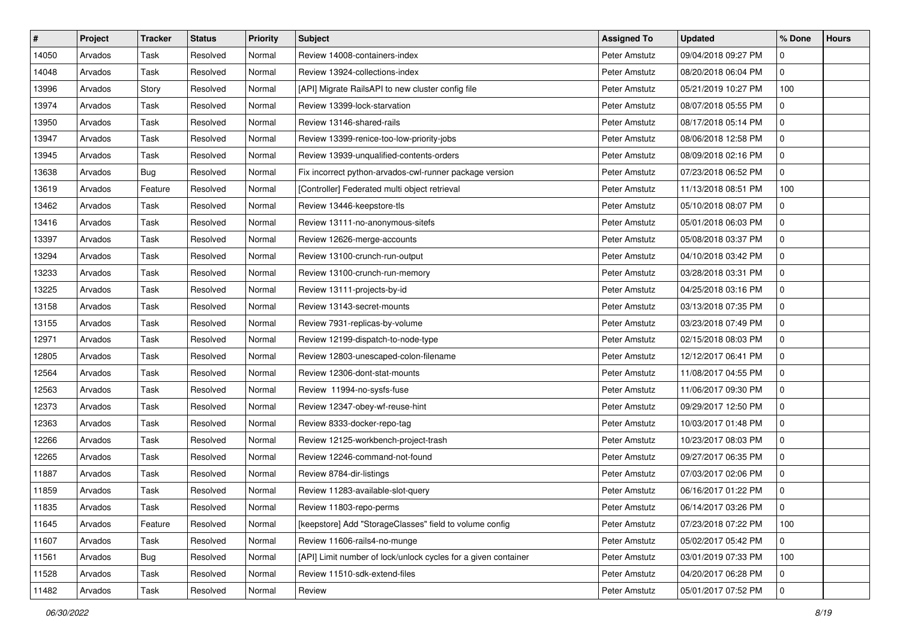| # | Project | Tracker | Status | Priority | Subject | Assigned To | Updated | % Done | Hours |
|---|---|---|---|---|---|---|---|---|---|
| 14050 | Arvados | Task | Resolved | Normal | Review 14008-containers-index | Peter Amstutz | 09/04/2018 09:27 PM | 0 | |
| 14048 | Arvados | Task | Resolved | Normal | Review 13924-collections-index | Peter Amstutz | 08/20/2018 06:04 PM | 0 | |
| 13996 | Arvados | Story | Resolved | Normal | [API] Migrate RailsAPI to new cluster config file | Peter Amstutz | 05/21/2019 10:27 PM | 100 | |
| 13974 | Arvados | Task | Resolved | Normal | Review 13399-lock-starvation | Peter Amstutz | 08/07/2018 05:55 PM | 0 | |
| 13950 | Arvados | Task | Resolved | Normal | Review 13146-shared-rails | Peter Amstutz | 08/17/2018 05:14 PM | 0 | |
| 13947 | Arvados | Task | Resolved | Normal | Review 13399-renice-too-low-priority-jobs | Peter Amstutz | 08/06/2018 12:58 PM | 0 | |
| 13945 | Arvados | Task | Resolved | Normal | Review 13939-unqualified-contents-orders | Peter Amstutz | 08/09/2018 02:16 PM | 0 | |
| 13638 | Arvados | Bug | Resolved | Normal | Fix incorrect python-arvados-cwl-runner package version | Peter Amstutz | 07/23/2018 06:52 PM | 0 | |
| 13619 | Arvados | Feature | Resolved | Normal | [Controller] Federated multi object retrieval | Peter Amstutz | 11/13/2018 08:51 PM | 100 | |
| 13462 | Arvados | Task | Resolved | Normal | Review 13446-keepstore-tls | Peter Amstutz | 05/10/2018 08:07 PM | 0 | |
| 13416 | Arvados | Task | Resolved | Normal | Review 13111-no-anonymous-sitefs | Peter Amstutz | 05/01/2018 06:03 PM | 0 | |
| 13397 | Arvados | Task | Resolved | Normal | Review 12626-merge-accounts | Peter Amstutz | 05/08/2018 03:37 PM | 0 | |
| 13294 | Arvados | Task | Resolved | Normal | Review 13100-crunch-run-output | Peter Amstutz | 04/10/2018 03:42 PM | 0 | |
| 13233 | Arvados | Task | Resolved | Normal | Review 13100-crunch-run-memory | Peter Amstutz | 03/28/2018 03:31 PM | 0 | |
| 13225 | Arvados | Task | Resolved | Normal | Review 13111-projects-by-id | Peter Amstutz | 04/25/2018 03:16 PM | 0 | |
| 13158 | Arvados | Task | Resolved | Normal | Review 13143-secret-mounts | Peter Amstutz | 03/13/2018 07:35 PM | 0 | |
| 13155 | Arvados | Task | Resolved | Normal | Review 7931-replicas-by-volume | Peter Amstutz | 03/23/2018 07:49 PM | 0 | |
| 12971 | Arvados | Task | Resolved | Normal | Review 12199-dispatch-to-node-type | Peter Amstutz | 02/15/2018 08:03 PM | 0 | |
| 12805 | Arvados | Task | Resolved | Normal | Review 12803-unescaped-colon-filename | Peter Amstutz | 12/12/2017 06:41 PM | 0 | |
| 12564 | Arvados | Task | Resolved | Normal | Review 12306-dont-stat-mounts | Peter Amstutz | 11/08/2017 04:55 PM | 0 | |
| 12563 | Arvados | Task | Resolved | Normal | Review 11994-no-sysfs-fuse | Peter Amstutz | 11/06/2017 09:30 PM | 0 | |
| 12373 | Arvados | Task | Resolved | Normal | Review 12347-obey-wf-reuse-hint | Peter Amstutz | 09/29/2017 12:50 PM | 0 | |
| 12363 | Arvados | Task | Resolved | Normal | Review 8333-docker-repo-tag | Peter Amstutz | 10/03/2017 01:48 PM | 0 | |
| 12266 | Arvados | Task | Resolved | Normal | Review 12125-workbench-project-trash | Peter Amstutz | 10/23/2017 08:03 PM | 0 | |
| 12265 | Arvados | Task | Resolved | Normal | Review 12246-command-not-found | Peter Amstutz | 09/27/2017 06:35 PM | 0 | |
| 11887 | Arvados | Task | Resolved | Normal | Review 8784-dir-listings | Peter Amstutz | 07/03/2017 02:06 PM | 0 | |
| 11859 | Arvados | Task | Resolved | Normal | Review 11283-available-slot-query | Peter Amstutz | 06/16/2017 01:22 PM | 0 | |
| 11835 | Arvados | Task | Resolved | Normal | Review 11803-repo-perms | Peter Amstutz | 06/14/2017 03:26 PM | 0 | |
| 11645 | Arvados | Feature | Resolved | Normal | [keepstore] Add "StorageClasses" field to volume config | Peter Amstutz | 07/23/2018 07:22 PM | 100 | |
| 11607 | Arvados | Task | Resolved | Normal | Review 11606-rails4-no-munge | Peter Amstutz | 05/02/2017 05:42 PM | 0 | |
| 11561 | Arvados | Bug | Resolved | Normal | [API] Limit number of lock/unlock cycles for a given container | Peter Amstutz | 03/01/2019 07:33 PM | 100 | |
| 11528 | Arvados | Task | Resolved | Normal | Review 11510-sdk-extend-files | Peter Amstutz | 04/20/2017 06:28 PM | 0 | |
| 11482 | Arvados | Task | Resolved | Normal | Review | Peter Amstutz | 05/01/2017 07:52 PM | 0 | |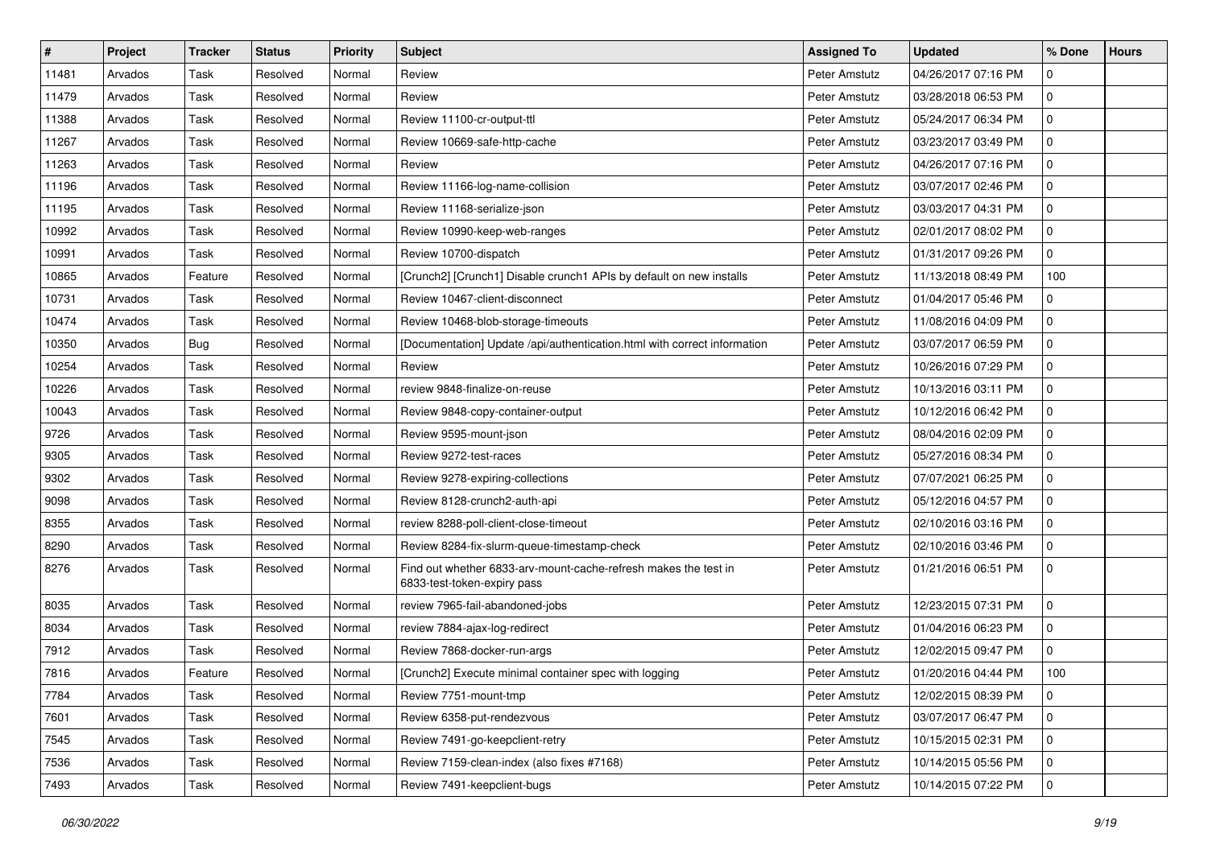| # | Project | Tracker | Status | Priority | Subject | Assigned To | Updated | % Done | Hours |
|---|---|---|---|---|---|---|---|---|---|
| 11481 | Arvados | Task | Resolved | Normal | Review | Peter Amstutz | 04/26/2017 07:16 PM | 0 | |
| 11479 | Arvados | Task | Resolved | Normal | Review | Peter Amstutz | 03/28/2018 06:53 PM | 0 | |
| 11388 | Arvados | Task | Resolved | Normal | Review 11100-cr-output-ttl | Peter Amstutz | 05/24/2017 06:34 PM | 0 | |
| 11267 | Arvados | Task | Resolved | Normal | Review 10669-safe-http-cache | Peter Amstutz | 03/23/2017 03:49 PM | 0 | |
| 11263 | Arvados | Task | Resolved | Normal | Review | Peter Amstutz | 04/26/2017 07:16 PM | 0 | |
| 11196 | Arvados | Task | Resolved | Normal | Review 11166-log-name-collision | Peter Amstutz | 03/07/2017 02:46 PM | 0 | |
| 11195 | Arvados | Task | Resolved | Normal | Review 11168-serialize-json | Peter Amstutz | 03/03/2017 04:31 PM | 0 | |
| 10992 | Arvados | Task | Resolved | Normal | Review 10990-keep-web-ranges | Peter Amstutz | 02/01/2017 08:02 PM | 0 | |
| 10991 | Arvados | Task | Resolved | Normal | Review 10700-dispatch | Peter Amstutz | 01/31/2017 09:26 PM | 0 | |
| 10865 | Arvados | Feature | Resolved | Normal | [Crunch2] [Crunch1] Disable crunch1 APIs by default on new installs | Peter Amstutz | 11/13/2018 08:49 PM | 100 | |
| 10731 | Arvados | Task | Resolved | Normal | Review 10467-client-disconnect | Peter Amstutz | 01/04/2017 05:46 PM | 0 | |
| 10474 | Arvados | Task | Resolved | Normal | Review 10468-blob-storage-timeouts | Peter Amstutz | 11/08/2016 04:09 PM | 0 | |
| 10350 | Arvados | Bug | Resolved | Normal | [Documentation] Update /api/authentication.html with correct information | Peter Amstutz | 03/07/2017 06:59 PM | 0 | |
| 10254 | Arvados | Task | Resolved | Normal | Review | Peter Amstutz | 10/26/2016 07:29 PM | 0 | |
| 10226 | Arvados | Task | Resolved | Normal | review 9848-finalize-on-reuse | Peter Amstutz | 10/13/2016 03:11 PM | 0 | |
| 10043 | Arvados | Task | Resolved | Normal | Review 9848-copy-container-output | Peter Amstutz | 10/12/2016 06:42 PM | 0 | |
| 9726 | Arvados | Task | Resolved | Normal | Review 9595-mount-json | Peter Amstutz | 08/04/2016 02:09 PM | 0 | |
| 9305 | Arvados | Task | Resolved | Normal | Review 9272-test-races | Peter Amstutz | 05/27/2016 08:34 PM | 0 | |
| 9302 | Arvados | Task | Resolved | Normal | Review 9278-expiring-collections | Peter Amstutz | 07/07/2021 06:25 PM | 0 | |
| 9098 | Arvados | Task | Resolved | Normal | Review 8128-crunch2-auth-api | Peter Amstutz | 05/12/2016 04:57 PM | 0 | |
| 8355 | Arvados | Task | Resolved | Normal | review 8288-poll-client-close-timeout | Peter Amstutz | 02/10/2016 03:16 PM | 0 | |
| 8290 | Arvados | Task | Resolved | Normal | Review 8284-fix-slurm-queue-timestamp-check | Peter Amstutz | 02/10/2016 03:46 PM | 0 | |
| 8276 | Arvados | Task | Resolved | Normal | Find out whether 6833-arv-mount-cache-refresh makes the test in 6833-test-token-expiry pass | Peter Amstutz | 01/21/2016 06:51 PM | 0 | |
| 8035 | Arvados | Task | Resolved | Normal | review 7965-fail-abandoned-jobs | Peter Amstutz | 12/23/2015 07:31 PM | 0 | |
| 8034 | Arvados | Task | Resolved | Normal | review 7884-ajax-log-redirect | Peter Amstutz | 01/04/2016 06:23 PM | 0 | |
| 7912 | Arvados | Task | Resolved | Normal | Review 7868-docker-run-args | Peter Amstutz | 12/02/2015 09:47 PM | 0 | |
| 7816 | Arvados | Feature | Resolved | Normal | [Crunch2] Execute minimal container spec with logging | Peter Amstutz | 01/20/2016 04:44 PM | 100 | |
| 7784 | Arvados | Task | Resolved | Normal | Review 7751-mount-tmp | Peter Amstutz | 12/02/2015 08:39 PM | 0 | |
| 7601 | Arvados | Task | Resolved | Normal | Review 6358-put-rendezvous | Peter Amstutz | 03/07/2017 06:47 PM | 0 | |
| 7545 | Arvados | Task | Resolved | Normal | Review 7491-go-keepclient-retry | Peter Amstutz | 10/15/2015 02:31 PM | 0 | |
| 7536 | Arvados | Task | Resolved | Normal | Review 7159-clean-index (also fixes #7168) | Peter Amstutz | 10/14/2015 05:56 PM | 0 | |
| 7493 | Arvados | Task | Resolved | Normal | Review 7491-keepclient-bugs | Peter Amstutz | 10/14/2015 07:22 PM | 0 | |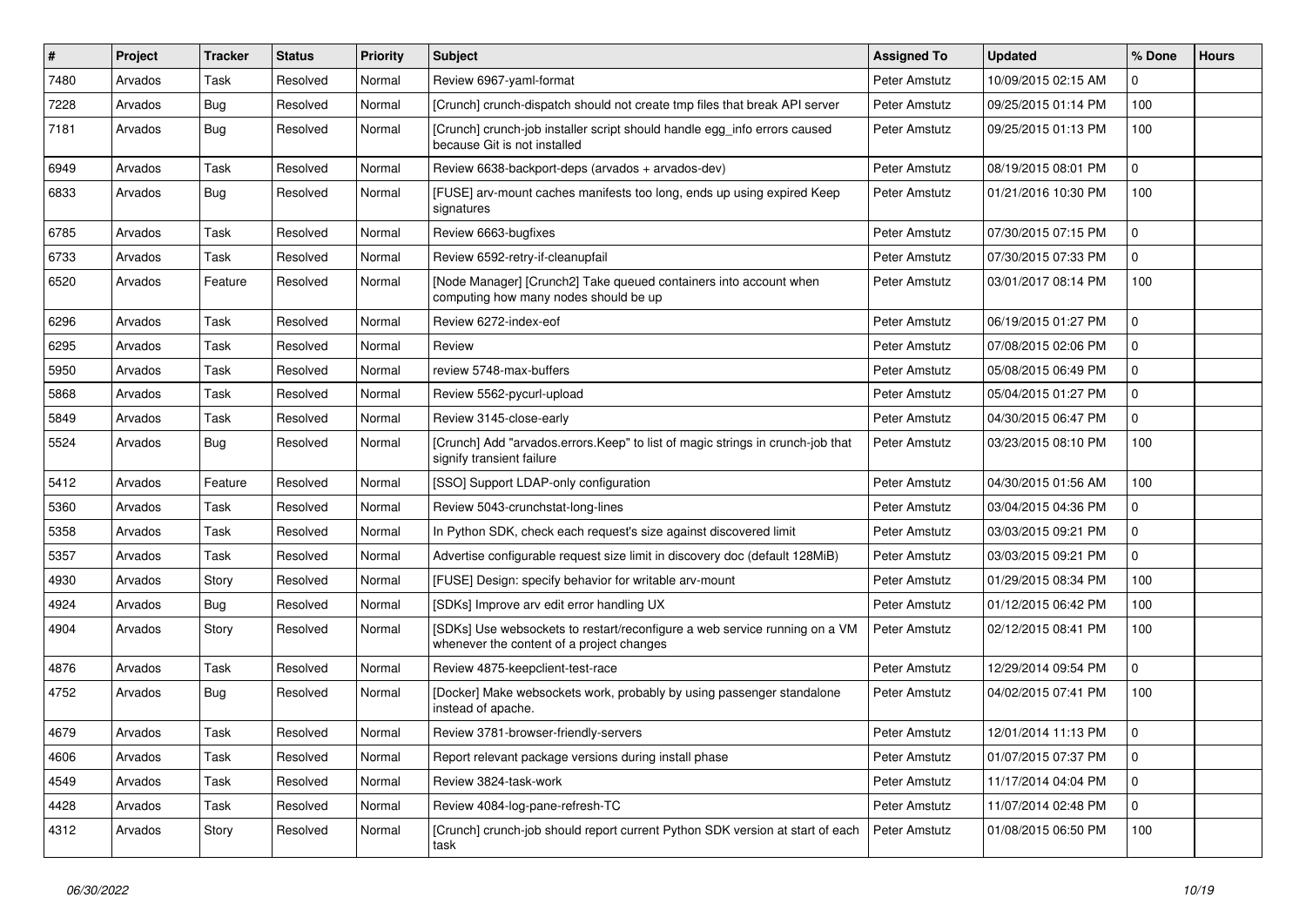| # | Project | Tracker | Status | Priority | Subject | Assigned To | Updated | % Done | Hours |
|---|---|---|---|---|---|---|---|---|---|
| 7480 | Arvados | Task | Resolved | Normal | Review 6967-yaml-format | Peter Amstutz | 10/09/2015 02:15 AM | 0 | |
| 7228 | Arvados | Bug | Resolved | Normal | [Crunch] crunch-dispatch should not create tmp files that break API server | Peter Amstutz | 09/25/2015 01:14 PM | 100 | |
| 7181 | Arvados | Bug | Resolved | Normal | [Crunch] crunch-job installer script should handle egg_info errors caused because Git is not installed | Peter Amstutz | 09/25/2015 01:13 PM | 100 | |
| 6949 | Arvados | Task | Resolved | Normal | Review 6638-backport-deps (arvados + arvados-dev) | Peter Amstutz | 08/19/2015 08:01 PM | 0 | |
| 6833 | Arvados | Bug | Resolved | Normal | [FUSE] arv-mount caches manifests too long, ends up using expired Keep signatures | Peter Amstutz | 01/21/2016 10:30 PM | 100 | |
| 6785 | Arvados | Task | Resolved | Normal | Review 6663-bugfixes | Peter Amstutz | 07/30/2015 07:15 PM | 0 | |
| 6733 | Arvados | Task | Resolved | Normal | Review 6592-retry-if-cleanupfail | Peter Amstutz | 07/30/2015 07:33 PM | 0 | |
| 6520 | Arvados | Feature | Resolved | Normal | [Node Manager] [Crunch2] Take queued containers into account when computing how many nodes should be up | Peter Amstutz | 03/01/2017 08:14 PM | 100 | |
| 6296 | Arvados | Task | Resolved | Normal | Review 6272-index-eof | Peter Amstutz | 06/19/2015 01:27 PM | 0 | |
| 6295 | Arvados | Task | Resolved | Normal | Review | Peter Amstutz | 07/08/2015 02:06 PM | 0 | |
| 5950 | Arvados | Task | Resolved | Normal | review 5748-max-buffers | Peter Amstutz | 05/08/2015 06:49 PM | 0 | |
| 5868 | Arvados | Task | Resolved | Normal | Review 5562-pycurl-upload | Peter Amstutz | 05/04/2015 01:27 PM | 0 | |
| 5849 | Arvados | Task | Resolved | Normal | Review 3145-close-early | Peter Amstutz | 04/30/2015 06:47 PM | 0 | |
| 5524 | Arvados | Bug | Resolved | Normal | [Crunch] Add "arvados.errors.Keep" to list of magic strings in crunch-job that signify transient failure | Peter Amstutz | 03/23/2015 08:10 PM | 100 | |
| 5412 | Arvados | Feature | Resolved | Normal | [SSO] Support LDAP-only configuration | Peter Amstutz | 04/30/2015 01:56 AM | 100 | |
| 5360 | Arvados | Task | Resolved | Normal | Review 5043-crunchstat-long-lines | Peter Amstutz | 03/04/2015 04:36 PM | 0 | |
| 5358 | Arvados | Task | Resolved | Normal | In Python SDK, check each request's size against discovered limit | Peter Amstutz | 03/03/2015 09:21 PM | 0 | |
| 5357 | Arvados | Task | Resolved | Normal | Advertise configurable request size limit in discovery doc (default 128MiB) | Peter Amstutz | 03/03/2015 09:21 PM | 0 | |
| 4930 | Arvados | Story | Resolved | Normal | [FUSE] Design: specify behavior for writable arv-mount | Peter Amstutz | 01/29/2015 08:34 PM | 100 | |
| 4924 | Arvados | Bug | Resolved | Normal | [SDKs] Improve arv edit error handling UX | Peter Amstutz | 01/12/2015 06:42 PM | 100 | |
| 4904 | Arvados | Story | Resolved | Normal | [SDKs] Use websockets to restart/reconfigure a web service running on a VM whenever the content of a project changes | Peter Amstutz | 02/12/2015 08:41 PM | 100 | |
| 4876 | Arvados | Task | Resolved | Normal | Review 4875-keepclient-test-race | Peter Amstutz | 12/29/2014 09:54 PM | 0 | |
| 4752 | Arvados | Bug | Resolved | Normal | [Docker] Make websockets work, probably by using passenger standalone instead of apache. | Peter Amstutz | 04/02/2015 07:41 PM | 100 | |
| 4679 | Arvados | Task | Resolved | Normal | Review 3781-browser-friendly-servers | Peter Amstutz | 12/01/2014 11:13 PM | 0 | |
| 4606 | Arvados | Task | Resolved | Normal | Report relevant package versions during install phase | Peter Amstutz | 01/07/2015 07:37 PM | 0 | |
| 4549 | Arvados | Task | Resolved | Normal | Review 3824-task-work | Peter Amstutz | 11/17/2014 04:04 PM | 0 | |
| 4428 | Arvados | Task | Resolved | Normal | Review 4084-log-pane-refresh-TC | Peter Amstutz | 11/07/2014 02:48 PM | 0 | |
| 4312 | Arvados | Story | Resolved | Normal | [Crunch] crunch-job should report current Python SDK version at start of each task | Peter Amstutz | 01/08/2015 06:50 PM | 100 | |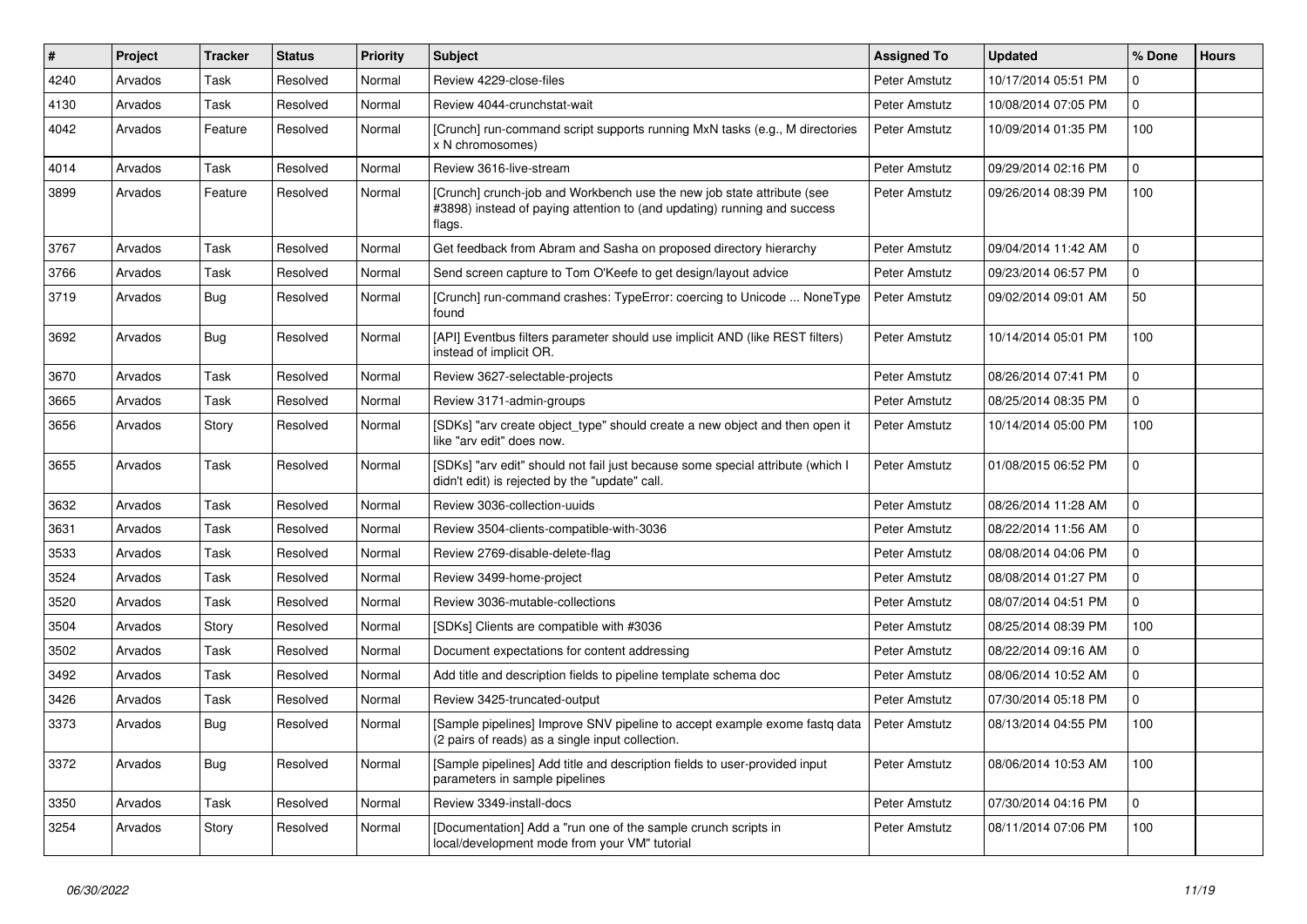| # | Project | Tracker | Status | Priority | Subject | Assigned To | Updated | % Done | Hours |
|---|---|---|---|---|---|---|---|---|---|
| 4240 | Arvados | Task | Resolved | Normal | Review 4229-close-files | Peter Amstutz | 10/17/2014 05:51 PM | 0 | |
| 4130 | Arvados | Task | Resolved | Normal | Review 4044-crunchstat-wait | Peter Amstutz | 10/08/2014 07:05 PM | 0 | |
| 4042 | Arvados | Feature | Resolved | Normal | [Crunch] run-command script supports running MxN tasks (e.g., M directories x N chromosomes) | Peter Amstutz | 10/09/2014 01:35 PM | 100 | |
| 4014 | Arvados | Task | Resolved | Normal | Review 3616-live-stream | Peter Amstutz | 09/29/2014 02:16 PM | 0 | |
| 3899 | Arvados | Feature | Resolved | Normal | [Crunch] crunch-job and Workbench use the new job state attribute (see #3898) instead of paying attention to (and updating) running and success flags. | Peter Amstutz | 09/26/2014 08:39 PM | 100 | |
| 3767 | Arvados | Task | Resolved | Normal | Get feedback from Abram and Sasha on proposed directory hierarchy | Peter Amstutz | 09/04/2014 11:42 AM | 0 | |
| 3766 | Arvados | Task | Resolved | Normal | Send screen capture to Tom O'Keefe to get design/layout advice | Peter Amstutz | 09/23/2014 06:57 PM | 0 | |
| 3719 | Arvados | Bug | Resolved | Normal | [Crunch] run-command crashes: TypeError: coercing to Unicode ... NoneType found | Peter Amstutz | 09/02/2014 09:01 AM | 50 | |
| 3692 | Arvados | Bug | Resolved | Normal | [API] Eventbus filters parameter should use implicit AND (like REST filters) instead of implicit OR. | Peter Amstutz | 10/14/2014 05:01 PM | 100 | |
| 3670 | Arvados | Task | Resolved | Normal | Review 3627-selectable-projects | Peter Amstutz | 08/26/2014 07:41 PM | 0 | |
| 3665 | Arvados | Task | Resolved | Normal | Review 3171-admin-groups | Peter Amstutz | 08/25/2014 08:35 PM | 0 | |
| 3656 | Arvados | Story | Resolved | Normal | [SDKs] "arv create object_type" should create a new object and then open it like "arv edit" does now. | Peter Amstutz | 10/14/2014 05:00 PM | 100 | |
| 3655 | Arvados | Task | Resolved | Normal | [SDKs] "arv edit" should not fail just because some special attribute (which I didn't edit) is rejected by the "update" call. | Peter Amstutz | 01/08/2015 06:52 PM | 0 | |
| 3632 | Arvados | Task | Resolved | Normal | Review 3036-collection-uuids | Peter Amstutz | 08/26/2014 11:28 AM | 0 | |
| 3631 | Arvados | Task | Resolved | Normal | Review 3504-clients-compatible-with-3036 | Peter Amstutz | 08/22/2014 11:56 AM | 0 | |
| 3533 | Arvados | Task | Resolved | Normal | Review 2769-disable-delete-flag | Peter Amstutz | 08/08/2014 04:06 PM | 0 | |
| 3524 | Arvados | Task | Resolved | Normal | Review 3499-home-project | Peter Amstutz | 08/08/2014 01:27 PM | 0 | |
| 3520 | Arvados | Task | Resolved | Normal | Review 3036-mutable-collections | Peter Amstutz | 08/07/2014 04:51 PM | 0 | |
| 3504 | Arvados | Story | Resolved | Normal | [SDKs] Clients are compatible with #3036 | Peter Amstutz | 08/25/2014 08:39 PM | 100 | |
| 3502 | Arvados | Task | Resolved | Normal | Document expectations for content addressing | Peter Amstutz | 08/22/2014 09:16 AM | 0 | |
| 3492 | Arvados | Task | Resolved | Normal | Add title and description fields to pipeline template schema doc | Peter Amstutz | 08/06/2014 10:52 AM | 0 | |
| 3426 | Arvados | Task | Resolved | Normal | Review 3425-truncated-output | Peter Amstutz | 07/30/2014 05:18 PM | 0 | |
| 3373 | Arvados | Bug | Resolved | Normal | [Sample pipelines] Improve SNV pipeline to accept example exome fastq data (2 pairs of reads) as a single input collection. | Peter Amstutz | 08/13/2014 04:55 PM | 100 | |
| 3372 | Arvados | Bug | Resolved | Normal | [Sample pipelines] Add title and description fields to user-provided input parameters in sample pipelines | Peter Amstutz | 08/06/2014 10:53 AM | 100 | |
| 3350 | Arvados | Task | Resolved | Normal | Review 3349-install-docs | Peter Amstutz | 07/30/2014 04:16 PM | 0 | |
| 3254 | Arvados | Story | Resolved | Normal | [Documentation] Add a "run one of the sample crunch scripts in local/development mode from your VM" tutorial | Peter Amstutz | 08/11/2014 07:06 PM | 100 | |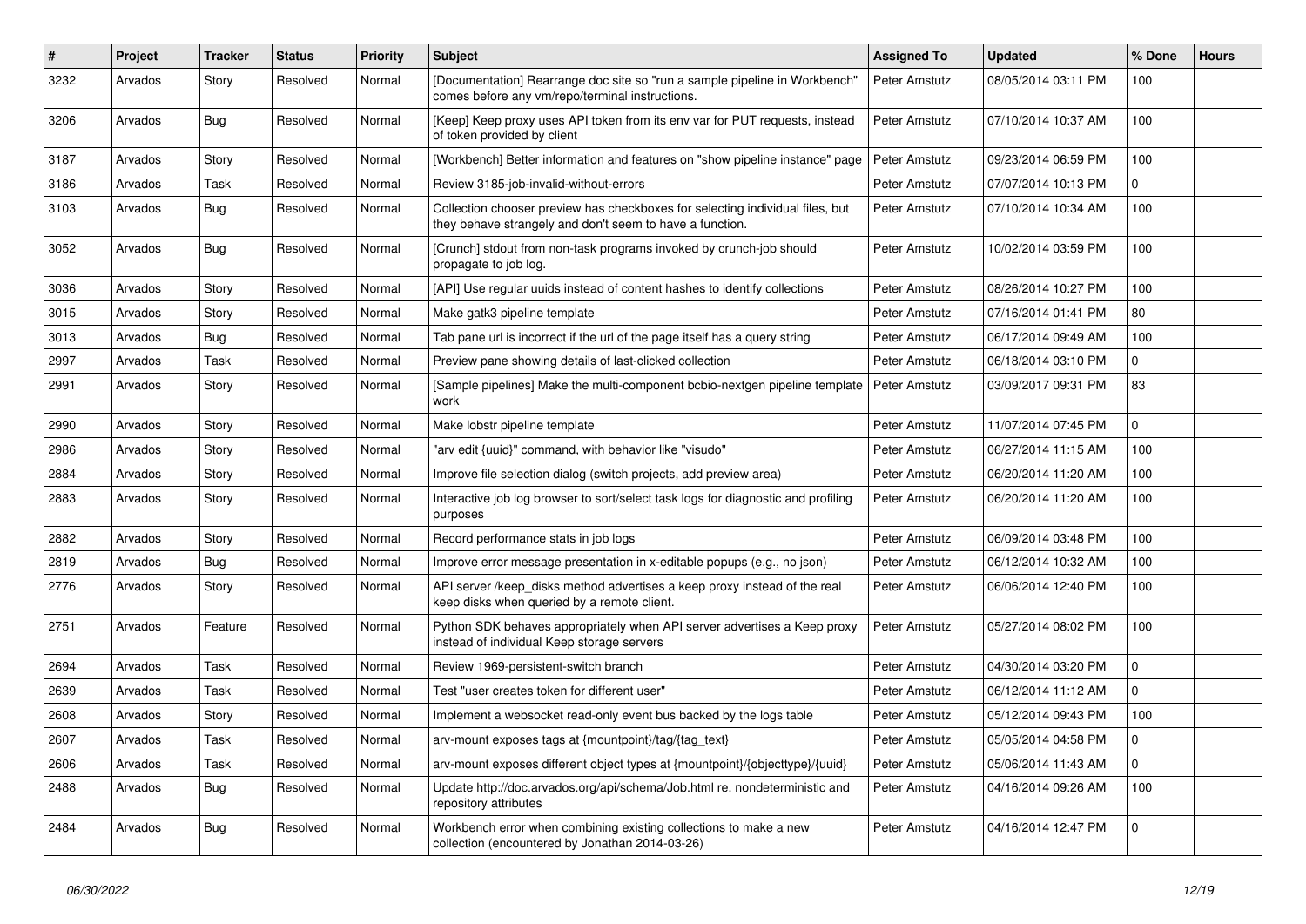| # | Project | Tracker | Status | Priority | Subject | Assigned To | Updated | % Done | Hours |
|---|---|---|---|---|---|---|---|---|---|
| 3232 | Arvados | Story | Resolved | Normal | [Documentation] Rearrange doc site so "run a sample pipeline in Workbench" comes before any vm/repo/terminal instructions. | Peter Amstutz | 08/05/2014 03:11 PM | 100 | |
| 3206 | Arvados | Bug | Resolved | Normal | [Keep] Keep proxy uses API token from its env var for PUT requests, instead of token provided by client | Peter Amstutz | 07/10/2014 10:37 AM | 100 | |
| 3187 | Arvados | Story | Resolved | Normal | [Workbench] Better information and features on "show pipeline instance" page | Peter Amstutz | 09/23/2014 06:59 PM | 100 | |
| 3186 | Arvados | Task | Resolved | Normal | Review 3185-job-invalid-without-errors | Peter Amstutz | 07/07/2014 10:13 PM | 0 | |
| 3103 | Arvados | Bug | Resolved | Normal | Collection chooser preview has checkboxes for selecting individual files, but they behave strangely and don't seem to have a function. | Peter Amstutz | 07/10/2014 10:34 AM | 100 | |
| 3052 | Arvados | Bug | Resolved | Normal | [Crunch] stdout from non-task programs invoked by crunch-job should propagate to job log. | Peter Amstutz | 10/02/2014 03:59 PM | 100 | |
| 3036 | Arvados | Story | Resolved | Normal | [API] Use regular uuids instead of content hashes to identify collections | Peter Amstutz | 08/26/2014 10:27 PM | 100 | |
| 3015 | Arvados | Story | Resolved | Normal | Make gatk3 pipeline template | Peter Amstutz | 07/16/2014 01:41 PM | 80 | |
| 3013 | Arvados | Bug | Resolved | Normal | Tab pane url is incorrect if the url of the page itself has a query string | Peter Amstutz | 06/17/2014 09:49 AM | 100 | |
| 2997 | Arvados | Task | Resolved | Normal | Preview pane showing details of last-clicked collection | Peter Amstutz | 06/18/2014 03:10 PM | 0 | |
| 2991 | Arvados | Story | Resolved | Normal | [Sample pipelines] Make the multi-component bcbio-nextgen pipeline template work | Peter Amstutz | 03/09/2017 09:31 PM | 83 | |
| 2990 | Arvados | Story | Resolved | Normal | Make lobstr pipeline template | Peter Amstutz | 11/07/2014 07:45 PM | 0 | |
| 2986 | Arvados | Story | Resolved | Normal | "arv edit {uuid}" command, with behavior like "visudo" | Peter Amstutz | 06/27/2014 11:15 AM | 100 | |
| 2884 | Arvados | Story | Resolved | Normal | Improve file selection dialog (switch projects, add preview area) | Peter Amstutz | 06/20/2014 11:20 AM | 100 | |
| 2883 | Arvados | Story | Resolved | Normal | Interactive job log browser to sort/select task logs for diagnostic and profiling purposes | Peter Amstutz | 06/20/2014 11:20 AM | 100 | |
| 2882 | Arvados | Story | Resolved | Normal | Record performance stats in job logs | Peter Amstutz | 06/09/2014 03:48 PM | 100 | |
| 2819 | Arvados | Bug | Resolved | Normal | Improve error message presentation in x-editable popups (e.g., no json) | Peter Amstutz | 06/12/2014 10:32 AM | 100 | |
| 2776 | Arvados | Story | Resolved | Normal | API server /keep_disks method advertises a keep proxy instead of the real keep disks when queried by a remote client. | Peter Amstutz | 06/06/2014 12:40 PM | 100 | |
| 2751 | Arvados | Feature | Resolved | Normal | Python SDK behaves appropriately when API server advertises a Keep proxy instead of individual Keep storage servers | Peter Amstutz | 05/27/2014 08:02 PM | 100 | |
| 2694 | Arvados | Task | Resolved | Normal | Review 1969-persistent-switch branch | Peter Amstutz | 04/30/2014 03:20 PM | 0 | |
| 2639 | Arvados | Task | Resolved | Normal | Test "user creates token for different user" | Peter Amstutz | 06/12/2014 11:12 AM | 0 | |
| 2608 | Arvados | Story | Resolved | Normal | Implement a websocket read-only event bus backed by the logs table | Peter Amstutz | 05/12/2014 09:43 PM | 100 | |
| 2607 | Arvados | Task | Resolved | Normal | arv-mount exposes tags at {mountpoint}/tag/{tag_text} | Peter Amstutz | 05/05/2014 04:58 PM | 0 | |
| 2606 | Arvados | Task | Resolved | Normal | arv-mount exposes different object types at {mountpoint}/{objecttype}/{uuid} | Peter Amstutz | 05/06/2014 11:43 AM | 0 | |
| 2488 | Arvados | Bug | Resolved | Normal | Update http://doc.arvados.org/api/schema/Job.html re. nondeterministic and repository attributes | Peter Amstutz | 04/16/2014 09:26 AM | 100 | |
| 2484 | Arvados | Bug | Resolved | Normal | Workbench error when combining existing collections to make a new collection (encountered by Jonathan 2014-03-26) | Peter Amstutz | 04/16/2014 12:47 PM | 0 | |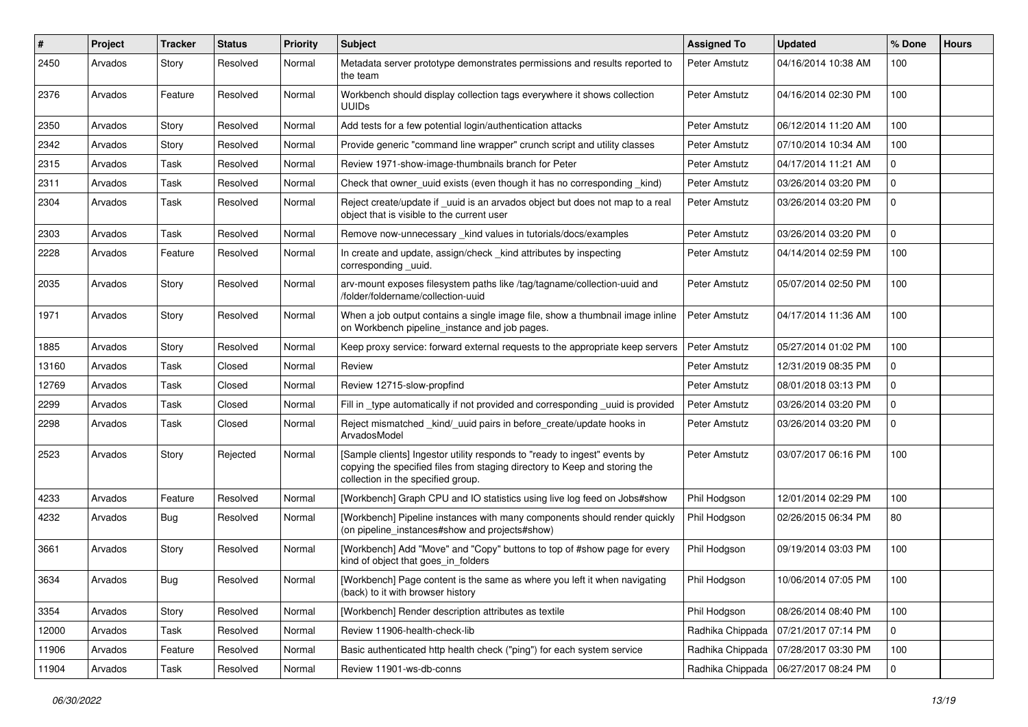| # | Project | Tracker | Status | Priority | Subject | Assigned To | Updated | % Done | Hours |
|---|---|---|---|---|---|---|---|---|---|
| 2450 | Arvados | Story | Resolved | Normal | Metadata server prototype demonstrates permissions and results reported to the team | Peter Amstutz | 04/16/2014 10:38 AM | 100 | |
| 2376 | Arvados | Feature | Resolved | Normal | Workbench should display collection tags everywhere it shows collection UUIDs | Peter Amstutz | 04/16/2014 02:30 PM | 100 | |
| 2350 | Arvados | Story | Resolved | Normal | Add tests for a few potential login/authentication attacks | Peter Amstutz | 06/12/2014 11:20 AM | 100 | |
| 2342 | Arvados | Story | Resolved | Normal | Provide generic "command line wrapper" crunch script and utility classes | Peter Amstutz | 07/10/2014 10:34 AM | 100 | |
| 2315 | Arvados | Task | Resolved | Normal | Review 1971-show-image-thumbnails branch for Peter | Peter Amstutz | 04/17/2014 11:21 AM | 0 | |
| 2311 | Arvados | Task | Resolved | Normal | Check that owner_uuid exists (even though it has no corresponding _kind) | Peter Amstutz | 03/26/2014 03:20 PM | 0 | |
| 2304 | Arvados | Task | Resolved | Normal | Reject create/update if _uuid is an arvados object but does not map to a real object that is visible to the current user | Peter Amstutz | 03/26/2014 03:20 PM | 0 | |
| 2303 | Arvados | Task | Resolved | Normal | Remove now-unnecessary _kind values in tutorials/docs/examples | Peter Amstutz | 03/26/2014 03:20 PM | 0 | |
| 2228 | Arvados | Feature | Resolved | Normal | In create and update, assign/check _kind attributes by inspecting corresponding _uuid. | Peter Amstutz | 04/14/2014 02:59 PM | 100 | |
| 2035 | Arvados | Story | Resolved | Normal | arv-mount exposes filesystem paths like /tag/tagname/collection-uuid and /folder/foldername/collection-uuid | Peter Amstutz | 05/07/2014 02:50 PM | 100 | |
| 1971 | Arvados | Story | Resolved | Normal | When a job output contains a single image file, show a thumbnail image inline on Workbench pipeline_instance and job pages. | Peter Amstutz | 04/17/2014 11:36 AM | 100 | |
| 1885 | Arvados | Story | Resolved | Normal | Keep proxy service: forward external requests to the appropriate keep servers | Peter Amstutz | 05/27/2014 01:02 PM | 100 | |
| 13160 | Arvados | Task | Closed | Normal | Review | Peter Amstutz | 12/31/2019 08:35 PM | 0 | |
| 12769 | Arvados | Task | Closed | Normal | Review 12715-slow-propfind | Peter Amstutz | 08/01/2018 03:13 PM | 0 | |
| 2299 | Arvados | Task | Closed | Normal | Fill in _type automatically if not provided and corresponding _uuid is provided | Peter Amstutz | 03/26/2014 03:20 PM | 0 | |
| 2298 | Arvados | Task | Closed | Normal | Reject mismatched _kind/_uuid pairs in before_create/update hooks in ArvadosModel | Peter Amstutz | 03/26/2014 03:20 PM | 0 | |
| 2523 | Arvados | Story | Rejected | Normal | [Sample clients] Ingestor utility responds to "ready to ingest" events by copying the specified files from staging directory to Keep and storing the collection in the specified group. | Peter Amstutz | 03/07/2017 06:16 PM | 100 | |
| 4233 | Arvados | Feature | Resolved | Normal | [Workbench] Graph CPU and IO statistics using live log feed on Jobs#show | Phil Hodgson | 12/01/2014 02:29 PM | 100 | |
| 4232 | Arvados | Bug | Resolved | Normal | [Workbench] Pipeline instances with many components should render quickly (on pipeline_instances#show and projects#show) | Phil Hodgson | 02/26/2015 06:34 PM | 80 | |
| 3661 | Arvados | Story | Resolved | Normal | [Workbench] Add "Move" and "Copy" buttons to top of #show page for every kind of object that goes_in_folders | Phil Hodgson | 09/19/2014 03:03 PM | 100 | |
| 3634 | Arvados | Bug | Resolved | Normal | [Workbench] Page content is the same as where you left it when navigating (back) to it with browser history | Phil Hodgson | 10/06/2014 07:05 PM | 100 | |
| 3354 | Arvados | Story | Resolved | Normal | [Workbench] Render description attributes as textile | Phil Hodgson | 08/26/2014 08:40 PM | 100 | |
| 12000 | Arvados | Task | Resolved | Normal | Review 11906-health-check-lib | Radhika Chippada | 07/21/2017 07:14 PM | 0 | |
| 11906 | Arvados | Feature | Resolved | Normal | Basic authenticated http health check ("ping") for each system service | Radhika Chippada | 07/28/2017 03:30 PM | 100 | |
| 11904 | Arvados | Task | Resolved | Normal | Review 11901-ws-db-conns | Radhika Chippada | 06/27/2017 08:24 PM | 0 | |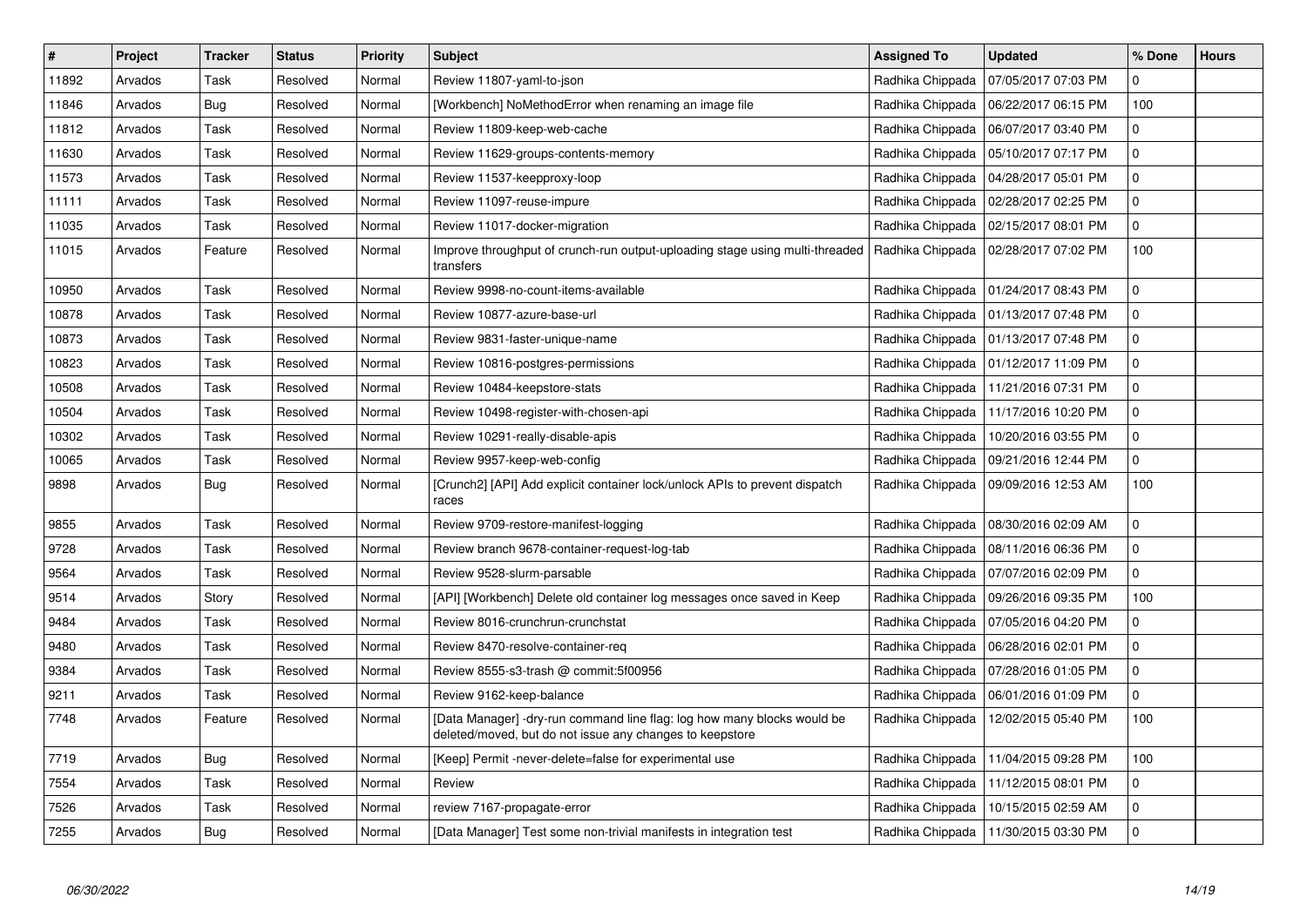| # | Project | Tracker | Status | Priority | Subject | Assigned To | Updated | % Done | Hours |
|---|---|---|---|---|---|---|---|---|---|
| 11892 | Arvados | Task | Resolved | Normal | Review 11807-yaml-to-json | Radhika Chippada | 07/05/2017 07:03 PM | 0 | |
| 11846 | Arvados | Bug | Resolved | Normal | [Workbench] NoMethodError when renaming an image file | Radhika Chippada | 06/22/2017 06:15 PM | 100 | |
| 11812 | Arvados | Task | Resolved | Normal | Review 11809-keep-web-cache | Radhika Chippada | 06/07/2017 03:40 PM | 0 | |
| 11630 | Arvados | Task | Resolved | Normal | Review 11629-groups-contents-memory | Radhika Chippada | 05/10/2017 07:17 PM | 0 | |
| 11573 | Arvados | Task | Resolved | Normal | Review 11537-keepproxy-loop | Radhika Chippada | 04/28/2017 05:01 PM | 0 | |
| 11111 | Arvados | Task | Resolved | Normal | Review 11097-reuse-impure | Radhika Chippada | 02/28/2017 02:25 PM | 0 | |
| 11035 | Arvados | Task | Resolved | Normal | Review 11017-docker-migration | Radhika Chippada | 02/15/2017 08:01 PM | 0 | |
| 11015 | Arvados | Feature | Resolved | Normal | Improve throughput of crunch-run output-uploading stage using multi-threaded transfers | Radhika Chippada | 02/28/2017 07:02 PM | 100 | |
| 10950 | Arvados | Task | Resolved | Normal | Review 9998-no-count-items-available | Radhika Chippada | 01/24/2017 08:43 PM | 0 | |
| 10878 | Arvados | Task | Resolved | Normal | Review 10877-azure-base-url | Radhika Chippada | 01/13/2017 07:48 PM | 0 | |
| 10873 | Arvados | Task | Resolved | Normal | Review 9831-faster-unique-name | Radhika Chippada | 01/13/2017 07:48 PM | 0 | |
| 10823 | Arvados | Task | Resolved | Normal | Review 10816-postgres-permissions | Radhika Chippada | 01/12/2017 11:09 PM | 0 | |
| 10508 | Arvados | Task | Resolved | Normal | Review 10484-keepstore-stats | Radhika Chippada | 11/21/2016 07:31 PM | 0 | |
| 10504 | Arvados | Task | Resolved | Normal | Review 10498-register-with-chosen-api | Radhika Chippada | 11/17/2016 10:20 PM | 0 | |
| 10302 | Arvados | Task | Resolved | Normal | Review 10291-really-disable-apis | Radhika Chippada | 10/20/2016 03:55 PM | 0 | |
| 10065 | Arvados | Task | Resolved | Normal | Review 9957-keep-web-config | Radhika Chippada | 09/21/2016 12:44 PM | 0 | |
| 9898 | Arvados | Bug | Resolved | Normal | [Crunch2] [API] Add explicit container lock/unlock APIs to prevent dispatch races | Radhika Chippada | 09/09/2016 12:53 AM | 100 | |
| 9855 | Arvados | Task | Resolved | Normal | Review 9709-restore-manifest-logging | Radhika Chippada | 08/30/2016 02:09 AM | 0 | |
| 9728 | Arvados | Task | Resolved | Normal | Review branch 9678-container-request-log-tab | Radhika Chippada | 08/11/2016 06:36 PM | 0 | |
| 9564 | Arvados | Task | Resolved | Normal | Review 9528-slurm-parsable | Radhika Chippada | 07/07/2016 02:09 PM | 0 | |
| 9514 | Arvados | Story | Resolved | Normal | [API] [Workbench] Delete old container log messages once saved in Keep | Radhika Chippada | 09/26/2016 09:35 PM | 100 | |
| 9484 | Arvados | Task | Resolved | Normal | Review 8016-crunchrun-crunchstat | Radhika Chippada | 07/05/2016 04:20 PM | 0 | |
| 9480 | Arvados | Task | Resolved | Normal | Review 8470-resolve-container-req | Radhika Chippada | 06/28/2016 02:01 PM | 0 | |
| 9384 | Arvados | Task | Resolved | Normal | Review 8555-s3-trash @ commit:5f00956 | Radhika Chippada | 07/28/2016 01:05 PM | 0 | |
| 9211 | Arvados | Task | Resolved | Normal | Review 9162-keep-balance | Radhika Chippada | 06/01/2016 01:09 PM | 0 | |
| 7748 | Arvados | Feature | Resolved | Normal | [Data Manager] -dry-run command line flag: log how many blocks would be deleted/moved, but do not issue any changes to keepstore | Radhika Chippada | 12/02/2015 05:40 PM | 100 | |
| 7719 | Arvados | Bug | Resolved | Normal | [Keep] Permit -never-delete=false for experimental use | Radhika Chippada | 11/04/2015 09:28 PM | 100 | |
| 7554 | Arvados | Task | Resolved | Normal | Review | Radhika Chippada | 11/12/2015 08:01 PM | 0 | |
| 7526 | Arvados | Task | Resolved | Normal | review 7167-propagate-error | Radhika Chippada | 10/15/2015 02:59 AM | 0 | |
| 7255 | Arvados | Bug | Resolved | Normal | [Data Manager] Test some non-trivial manifests in integration test | Radhika Chippada | 11/30/2015 03:30 PM | 0 | |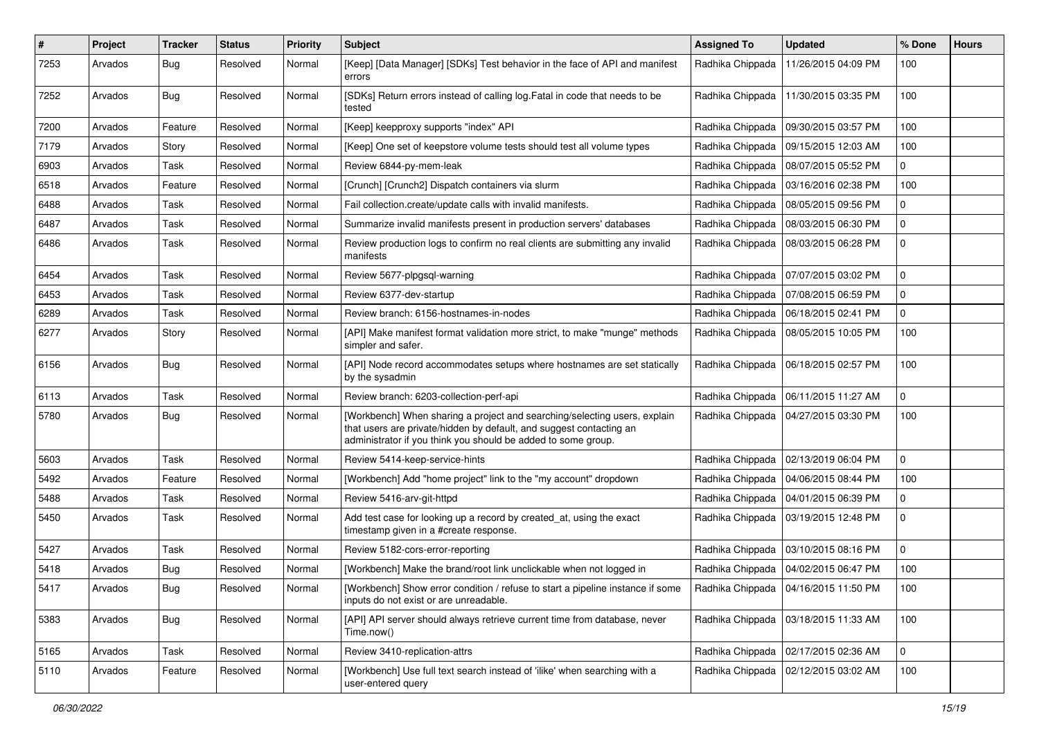| # | Project | Tracker | Status | Priority | Subject | Assigned To | Updated | % Done | Hours |
|---|---|---|---|---|---|---|---|---|---|
| 7253 | Arvados | Bug | Resolved | Normal | [Keep] [Data Manager] [SDKs] Test behavior in the face of API and manifest errors | Radhika Chippada | 11/26/2015 04:09 PM | 100 | |
| 7252 | Arvados | Bug | Resolved | Normal | [SDKs] Return errors instead of calling log.Fatal in code that needs to be tested | Radhika Chippada | 11/30/2015 03:35 PM | 100 | |
| 7200 | Arvados | Feature | Resolved | Normal | [Keep] keepproxy supports "index" API | Radhika Chippada | 09/30/2015 03:57 PM | 100 | |
| 7179 | Arvados | Story | Resolved | Normal | [Keep] One set of keepstore volume tests should test all volume types | Radhika Chippada | 09/15/2015 12:03 AM | 100 | |
| 6903 | Arvados | Task | Resolved | Normal | Review 6844-py-mem-leak | Radhika Chippada | 08/07/2015 05:52 PM | 0 | |
| 6518 | Arvados | Feature | Resolved | Normal | [Crunch] [Crunch2] Dispatch containers via slurm | Radhika Chippada | 03/16/2016 02:38 PM | 100 | |
| 6488 | Arvados | Task | Resolved | Normal | Fail collection.create/update calls with invalid manifests. | Radhika Chippada | 08/05/2015 09:56 PM | 0 | |
| 6487 | Arvados | Task | Resolved | Normal | Summarize invalid manifests present in production servers' databases | Radhika Chippada | 08/03/2015 06:30 PM | 0 | |
| 6486 | Arvados | Task | Resolved | Normal | Review production logs to confirm no real clients are submitting any invalid manifests | Radhika Chippada | 08/03/2015 06:28 PM | 0 | |
| 6454 | Arvados | Task | Resolved | Normal | Review 5677-plpgsql-warning | Radhika Chippada | 07/07/2015 03:02 PM | 0 | |
| 6453 | Arvados | Task | Resolved | Normal | Review 6377-dev-startup | Radhika Chippada | 07/08/2015 06:59 PM | 0 | |
| 6289 | Arvados | Task | Resolved | Normal | Review branch: 6156-hostnames-in-nodes | Radhika Chippada | 06/18/2015 02:41 PM | 0 | |
| 6277 | Arvados | Story | Resolved | Normal | [API] Make manifest format validation more strict, to make "munge" methods simpler and safer. | Radhika Chippada | 08/05/2015 10:05 PM | 100 | |
| 6156 | Arvados | Bug | Resolved | Normal | [API] Node record accommodates setups where hostnames are set statically by the sysadmin | Radhika Chippada | 06/18/2015 02:57 PM | 100 | |
| 6113 | Arvados | Task | Resolved | Normal | Review branch: 6203-collection-perf-api | Radhika Chippada | 06/11/2015 11:27 AM | 0 | |
| 5780 | Arvados | Bug | Resolved | Normal | [Workbench] When sharing a project and searching/selecting users, explain that users are private/hidden by default, and suggest contacting an administrator if you think you should be added to some group. | Radhika Chippada | 04/27/2015 03:30 PM | 100 | |
| 5603 | Arvados | Task | Resolved | Normal | Review 5414-keep-service-hints | Radhika Chippada | 02/13/2019 06:04 PM | 0 | |
| 5492 | Arvados | Feature | Resolved | Normal | [Workbench] Add "home project" link to the "my account" dropdown | Radhika Chippada | 04/06/2015 08:44 PM | 100 | |
| 5488 | Arvados | Task | Resolved | Normal | Review 5416-arv-git-httpd | Radhika Chippada | 04/01/2015 06:39 PM | 0 | |
| 5450 | Arvados | Task | Resolved | Normal | Add test case for looking up a record by created_at, using the exact timestamp given in a #create response. | Radhika Chippada | 03/19/2015 12:48 PM | 0 | |
| 5427 | Arvados | Task | Resolved | Normal | Review 5182-cors-error-reporting | Radhika Chippada | 03/10/2015 08:16 PM | 0 | |
| 5418 | Arvados | Bug | Resolved | Normal | [Workbench] Make the brand/root link unclickable when not logged in | Radhika Chippada | 04/02/2015 06:47 PM | 100 | |
| 5417 | Arvados | Bug | Resolved | Normal | [Workbench] Show error condition / refuse to start a pipeline instance if some inputs do not exist or are unreadable. | Radhika Chippada | 04/16/2015 11:50 PM | 100 | |
| 5383 | Arvados | Bug | Resolved | Normal | [API] API server should always retrieve current time from database, never Time.now() | Radhika Chippada | 03/18/2015 11:33 AM | 100 | |
| 5165 | Arvados | Task | Resolved | Normal | Review 3410-replication-attrs | Radhika Chippada | 02/17/2015 02:36 AM | 0 | |
| 5110 | Arvados | Feature | Resolved | Normal | [Workbench] Use full text search instead of 'ilike' when searching with a user-entered query | Radhika Chippada | 02/12/2015 03:02 AM | 100 | |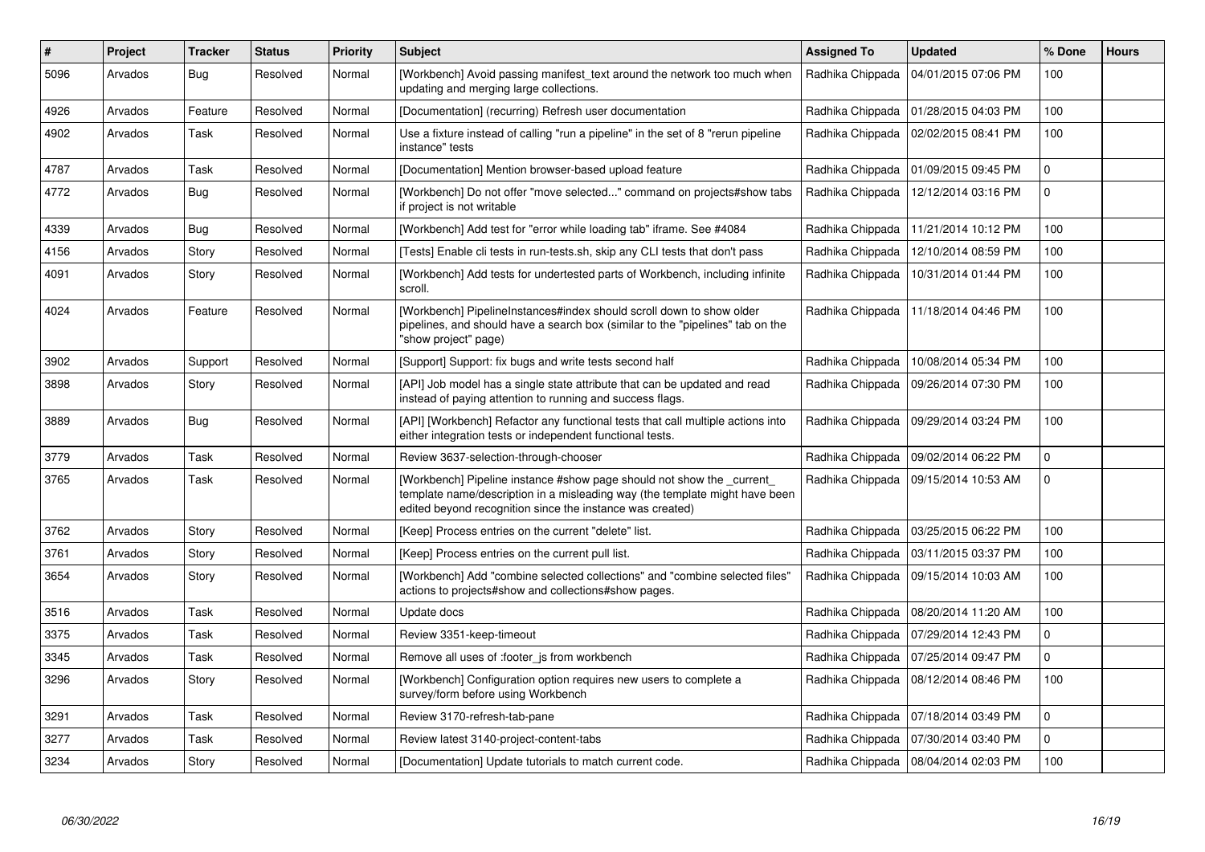| # | Project | Tracker | Status | Priority | Subject | Assigned To | Updated | % Done | Hours |
|---|---|---|---|---|---|---|---|---|---|
| 5096 | Arvados | Bug | Resolved | Normal | [Workbench] Avoid passing manifest_text around the network too much when updating and merging large collections. | Radhika Chippada | 04/01/2015 07:06 PM | 100 | |
| 4926 | Arvados | Feature | Resolved | Normal | [Documentation] (recurring) Refresh user documentation | Radhika Chippada | 01/28/2015 04:03 PM | 100 | |
| 4902 | Arvados | Task | Resolved | Normal | Use a fixture instead of calling "run a pipeline" in the set of 8 "rerun pipeline instance" tests | Radhika Chippada | 02/02/2015 08:41 PM | 100 | |
| 4787 | Arvados | Task | Resolved | Normal | [Documentation] Mention browser-based upload feature | Radhika Chippada | 01/09/2015 09:45 PM | 0 | |
| 4772 | Arvados | Bug | Resolved | Normal | [Workbench] Do not offer "move selected..." command on projects#show tabs if project is not writable | Radhika Chippada | 12/12/2014 03:16 PM | 0 | |
| 4339 | Arvados | Bug | Resolved | Normal | [Workbench] Add test for "error while loading tab" iframe. See #4084 | Radhika Chippada | 11/21/2014 10:12 PM | 100 | |
| 4156 | Arvados | Story | Resolved | Normal | [Tests] Enable cli tests in run-tests.sh, skip any CLI tests that don't pass | Radhika Chippada | 12/10/2014 08:59 PM | 100 | |
| 4091 | Arvados | Story | Resolved | Normal | [Workbench] Add tests for undertested parts of Workbench, including infinite scroll. | Radhika Chippada | 10/31/2014 01:44 PM | 100 | |
| 4024 | Arvados | Feature | Resolved | Normal | [Workbench] PipelineInstances#index should scroll down to show older pipelines, and should have a search box (similar to the "pipelines" tab on the "show project" page) | Radhika Chippada | 11/18/2014 04:46 PM | 100 | |
| 3902 | Arvados | Support | Resolved | Normal | [Support] Support: fix bugs and write tests second half | Radhika Chippada | 10/08/2014 05:34 PM | 100 | |
| 3898 | Arvados | Story | Resolved | Normal | [API] Job model has a single state attribute that can be updated and read instead of paying attention to running and success flags. | Radhika Chippada | 09/26/2014 07:30 PM | 100 | |
| 3889 | Arvados | Bug | Resolved | Normal | [API] [Workbench] Refactor any functional tests that call multiple actions into either integration tests or independent functional tests. | Radhika Chippada | 09/29/2014 03:24 PM | 100 | |
| 3779 | Arvados | Task | Resolved | Normal | Review 3637-selection-through-chooser | Radhika Chippada | 09/02/2014 06:22 PM | 0 | |
| 3765 | Arvados | Task | Resolved | Normal | [Workbench] Pipeline instance #show page should not show the _current_ template name/description in a misleading way (the template might have been edited beyond recognition since the instance was created) | Radhika Chippada | 09/15/2014 10:53 AM | 0 | |
| 3762 | Arvados | Story | Resolved | Normal | [Keep] Process entries on the current "delete" list. | Radhika Chippada | 03/25/2015 06:22 PM | 100 | |
| 3761 | Arvados | Story | Resolved | Normal | [Keep] Process entries on the current pull list. | Radhika Chippada | 03/11/2015 03:37 PM | 100 | |
| 3654 | Arvados | Story | Resolved | Normal | [Workbench] Add "combine selected collections" and "combine selected files" actions to projects#show and collections#show pages. | Radhika Chippada | 09/15/2014 10:03 AM | 100 | |
| 3516 | Arvados | Task | Resolved | Normal | Update docs | Radhika Chippada | 08/20/2014 11:20 AM | 100 | |
| 3375 | Arvados | Task | Resolved | Normal | Review 3351-keep-timeout | Radhika Chippada | 07/29/2014 12:43 PM | 0 | |
| 3345 | Arvados | Task | Resolved | Normal | Remove all uses of :footer_js from workbench | Radhika Chippada | 07/25/2014 09:47 PM | 0 | |
| 3296 | Arvados | Story | Resolved | Normal | [Workbench] Configuration option requires new users to complete a survey/form before using Workbench | Radhika Chippada | 08/12/2014 08:46 PM | 100 | |
| 3291 | Arvados | Task | Resolved | Normal | Review 3170-refresh-tab-pane | Radhika Chippada | 07/18/2014 03:49 PM | 0 | |
| 3277 | Arvados | Task | Resolved | Normal | Review latest 3140-project-content-tabs | Radhika Chippada | 07/30/2014 03:40 PM | 0 | |
| 3234 | Arvados | Story | Resolved | Normal | [Documentation] Update tutorials to match current code. | Radhika Chippada | 08/04/2014 02:03 PM | 100 | |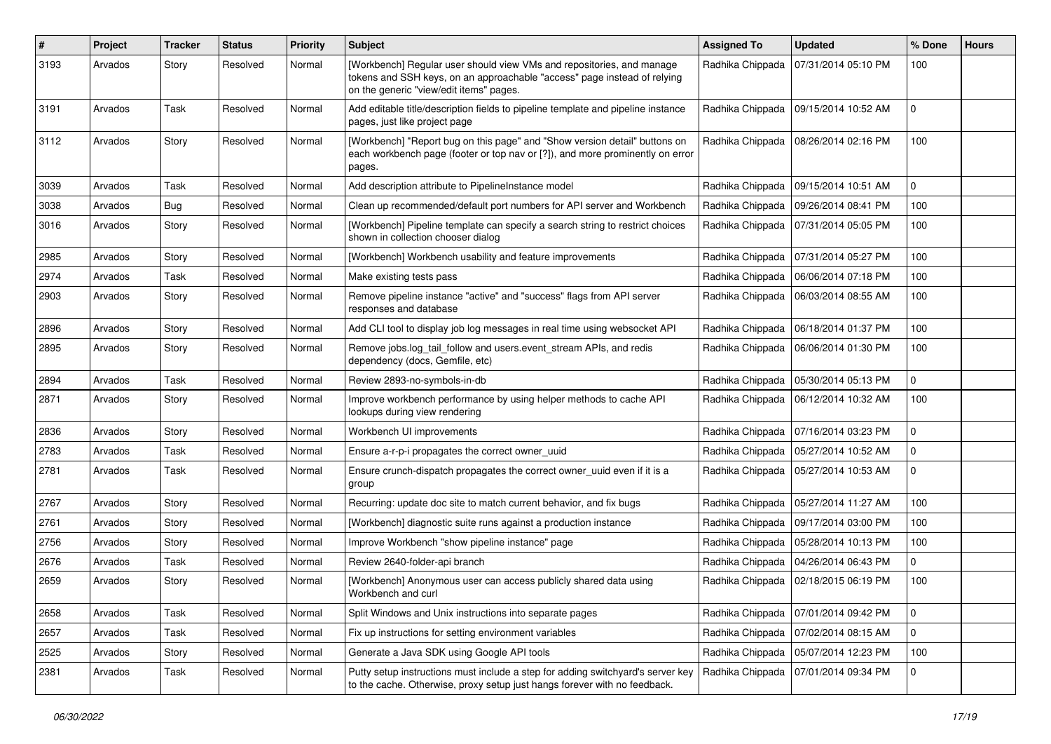| # | Project | Tracker | Status | Priority | Subject | Assigned To | Updated | % Done | Hours |
|---|---|---|---|---|---|---|---|---|---|
| 3193 | Arvados | Story | Resolved | Normal | [Workbench] Regular user should view VMs and repositories, and manage tokens and SSH keys, on an approachable "access" page instead of relying on the generic "view/edit items" pages. | Radhika Chippada | 07/31/2014 05:10 PM | 100 | |
| 3191 | Arvados | Task | Resolved | Normal | Add editable title/description fields to pipeline template and pipeline instance pages, just like project page | Radhika Chippada | 09/15/2014 10:52 AM | 0 | |
| 3112 | Arvados | Story | Resolved | Normal | [Workbench] "Report bug on this page" and "Show version detail" buttons on each workbench page (footer or top nav or [?]), and more prominently on error pages. | Radhika Chippada | 08/26/2014 02:16 PM | 100 | |
| 3039 | Arvados | Task | Resolved | Normal | Add description attribute to PipelineInstance model | Radhika Chippada | 09/15/2014 10:51 AM | 0 | |
| 3038 | Arvados | Bug | Resolved | Normal | Clean up recommended/default port numbers for API server and Workbench | Radhika Chippada | 09/26/2014 08:41 PM | 100 | |
| 3016 | Arvados | Story | Resolved | Normal | [Workbench] Pipeline template can specify a search string to restrict choices shown in collection chooser dialog | Radhika Chippada | 07/31/2014 05:05 PM | 100 | |
| 2985 | Arvados | Story | Resolved | Normal | [Workbench] Workbench usability and feature improvements | Radhika Chippada | 07/31/2014 05:27 PM | 100 | |
| 2974 | Arvados | Task | Resolved | Normal | Make existing tests pass | Radhika Chippada | 06/06/2014 07:18 PM | 100 | |
| 2903 | Arvados | Story | Resolved | Normal | Remove pipeline instance "active" and "success" flags from API server responses and database | Radhika Chippada | 06/03/2014 08:55 AM | 100 | |
| 2896 | Arvados | Story | Resolved | Normal | Add CLI tool to display job log messages in real time using websocket API | Radhika Chippada | 06/18/2014 01:37 PM | 100 | |
| 2895 | Arvados | Story | Resolved | Normal | Remove jobs.log_tail_follow and users.event_stream APIs, and redis dependency (docs, Gemfile, etc) | Radhika Chippada | 06/06/2014 01:30 PM | 100 | |
| 2894 | Arvados | Task | Resolved | Normal | Review 2893-no-symbols-in-db | Radhika Chippada | 05/30/2014 05:13 PM | 0 | |
| 2871 | Arvados | Story | Resolved | Normal | Improve workbench performance by using helper methods to cache API lookups during view rendering | Radhika Chippada | 06/12/2014 10:32 AM | 100 | |
| 2836 | Arvados | Story | Resolved | Normal | Workbench UI improvements | Radhika Chippada | 07/16/2014 03:23 PM | 0 | |
| 2783 | Arvados | Task | Resolved | Normal | Ensure a-r-p-i propagates the correct owner_uuid | Radhika Chippada | 05/27/2014 10:52 AM | 0 | |
| 2781 | Arvados | Task | Resolved | Normal | Ensure crunch-dispatch propagates the correct owner_uuid even if it is a group | Radhika Chippada | 05/27/2014 10:53 AM | 0 | |
| 2767 | Arvados | Story | Resolved | Normal | Recurring: update doc site to match current behavior, and fix bugs | Radhika Chippada | 05/27/2014 11:27 AM | 100 | |
| 2761 | Arvados | Story | Resolved | Normal | [Workbench] diagnostic suite runs against a production instance | Radhika Chippada | 09/17/2014 03:00 PM | 100 | |
| 2756 | Arvados | Story | Resolved | Normal | Improve Workbench "show pipeline instance" page | Radhika Chippada | 05/28/2014 10:13 PM | 100 | |
| 2676 | Arvados | Task | Resolved | Normal | Review 2640-folder-api branch | Radhika Chippada | 04/26/2014 06:43 PM | 0 | |
| 2659 | Arvados | Story | Resolved | Normal | [Workbench] Anonymous user can access publicly shared data using Workbench and curl | Radhika Chippada | 02/18/2015 06:19 PM | 100 | |
| 2658 | Arvados | Task | Resolved | Normal | Split Windows and Unix instructions into separate pages | Radhika Chippada | 07/01/2014 09:42 PM | 0 | |
| 2657 | Arvados | Task | Resolved | Normal | Fix up instructions for setting environment variables | Radhika Chippada | 07/02/2014 08:15 AM | 0 | |
| 2525 | Arvados | Story | Resolved | Normal | Generate a Java SDK using Google API tools | Radhika Chippada | 05/07/2014 12:23 PM | 100 | |
| 2381 | Arvados | Task | Resolved | Normal | Putty setup instructions must include a step for adding switchyard's server key to the cache. Otherwise, proxy setup just hangs forever with no feedback. | Radhika Chippada | 07/01/2014 09:34 PM | 0 | |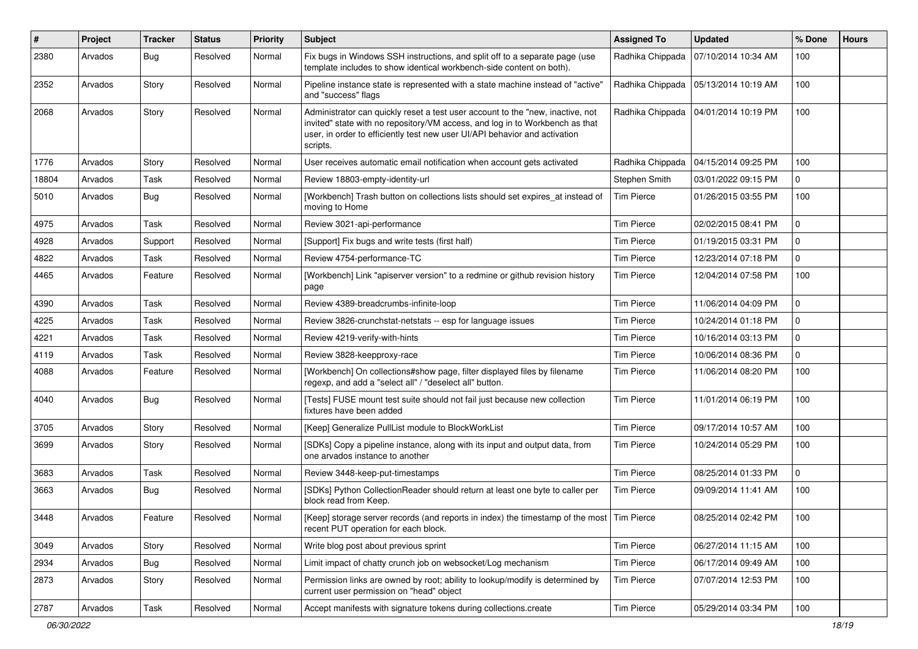| # | Project | Tracker | Status | Priority | Subject | Assigned To | Updated | % Done | Hours |
|---|---|---|---|---|---|---|---|---|---|
| 2380 | Arvados | Bug | Resolved | Normal | Fix bugs in Windows SSH instructions, and split off to a separate page (use template includes to show identical workbench-side content on both). | Radhika Chippada | 07/10/2014 10:34 AM | 100 | |
| 2352 | Arvados | Story | Resolved | Normal | Pipeline instance state is represented with a state machine instead of "active" and "success" flags | Radhika Chippada | 05/13/2014 10:19 AM | 100 | |
| 2068 | Arvados | Story | Resolved | Normal | Administrator can quickly reset a test user account to the "new, inactive, not invited" state with no repository/VM access, and log in to Workbench as that user, in order to efficiently test new user UI/API behavior and activation scripts. | Radhika Chippada | 04/01/2014 10:19 PM | 100 | |
| 1776 | Arvados | Story | Resolved | Normal | User receives automatic email notification when account gets activated | Radhika Chippada | 04/15/2014 09:25 PM | 100 | |
| 18804 | Arvados | Task | Resolved | Normal | Review 18803-empty-identity-url | Stephen Smith | 03/01/2022 09:15 PM | 0 | |
| 5010 | Arvados | Bug | Resolved | Normal | [Workbench] Trash button on collections lists should set expires_at instead of moving to Home | Tim Pierce | 01/26/2015 03:55 PM | 100 | |
| 4975 | Arvados | Task | Resolved | Normal | Review 3021-api-performance | Tim Pierce | 02/02/2015 08:41 PM | 0 | |
| 4928 | Arvados | Support | Resolved | Normal | [Support] Fix bugs and write tests (first half) | Tim Pierce | 01/19/2015 03:31 PM | 0 | |
| 4822 | Arvados | Task | Resolved | Normal | Review 4754-performance-TC | Tim Pierce | 12/23/2014 07:18 PM | 0 | |
| 4465 | Arvados | Feature | Resolved | Normal | [Workbench] Link "apiserver version" to a redmine or github revision history page | Tim Pierce | 12/04/2014 07:58 PM | 100 | |
| 4390 | Arvados | Task | Resolved | Normal | Review 4389-breadcrumbs-infinite-loop | Tim Pierce | 11/06/2014 04:09 PM | 0 | |
| 4225 | Arvados | Task | Resolved | Normal | Review 3826-crunchstat-netstats -- esp for language issues | Tim Pierce | 10/24/2014 01:18 PM | 0 | |
| 4221 | Arvados | Task | Resolved | Normal | Review 4219-verify-with-hints | Tim Pierce | 10/16/2014 03:13 PM | 0 | |
| 4119 | Arvados | Task | Resolved | Normal | Review 3828-keepproxy-race | Tim Pierce | 10/06/2014 08:36 PM | 0 | |
| 4088 | Arvados | Feature | Resolved | Normal | [Workbench] On collections#show page, filter displayed files by filename regexp, and add a "select all" / "deselect all" button. | Tim Pierce | 11/06/2014 08:20 PM | 100 | |
| 4040 | Arvados | Bug | Resolved | Normal | [Tests] FUSE mount test suite should not fail just because new collection fixtures have been added | Tim Pierce | 11/01/2014 06:19 PM | 100 | |
| 3705 | Arvados | Story | Resolved | Normal | [Keep] Generalize PullList module to BlockWorkList | Tim Pierce | 09/17/2014 10:57 AM | 100 | |
| 3699 | Arvados | Story | Resolved | Normal | [SDKs] Copy a pipeline instance, along with its input and output data, from one arvados instance to another | Tim Pierce | 10/24/2014 05:29 PM | 100 | |
| 3683 | Arvados | Task | Resolved | Normal | Review 3448-keep-put-timestamps | Tim Pierce | 08/25/2014 01:33 PM | 0 | |
| 3663 | Arvados | Bug | Resolved | Normal | [SDKs] Python CollectionReader should return at least one byte to caller per block read from Keep. | Tim Pierce | 09/09/2014 11:41 AM | 100 | |
| 3448 | Arvados | Feature | Resolved | Normal | [Keep] storage server records (and reports in index) the timestamp of the most recent PUT operation for each block. | Tim Pierce | 08/25/2014 02:42 PM | 100 | |
| 3049 | Arvados | Story | Resolved | Normal | Write blog post about previous sprint | Tim Pierce | 06/27/2014 11:15 AM | 100 | |
| 2934 | Arvados | Bug | Resolved | Normal | Limit impact of chatty crunch job on websocket/Log mechanism | Tim Pierce | 06/17/2014 09:49 AM | 100 | |
| 2873 | Arvados | Story | Resolved | Normal | Permission links are owned by root; ability to lookup/modify is determined by current user permission on "head" object | Tim Pierce | 07/07/2014 12:53 PM | 100 | |
| 2787 | Arvados | Task | Resolved | Normal | Accept manifests with signature tokens during collections.create | Tim Pierce | 05/29/2014 03:34 PM | 100 | |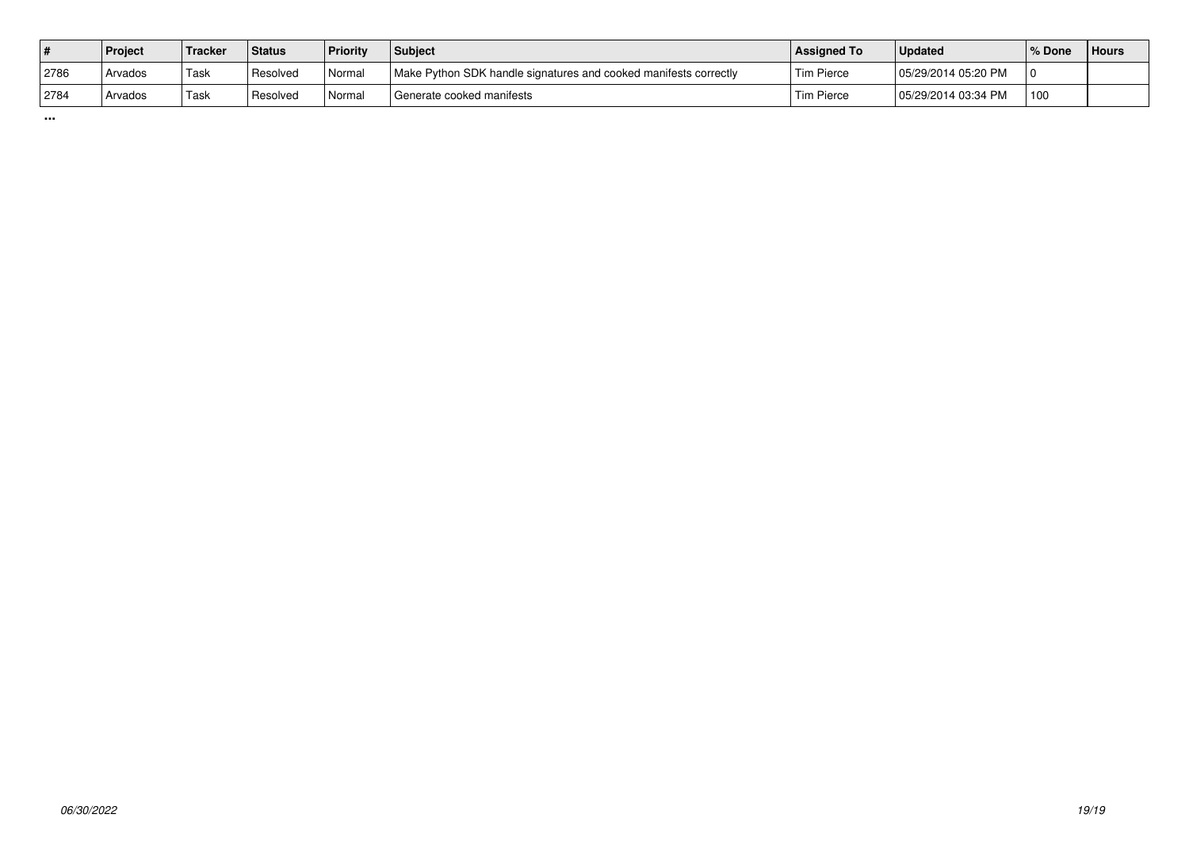| # | Project | Tracker | Status | Priority | Subject | Assigned To | Updated | % Done | Hours |
|---|---|---|---|---|---|---|---|---|---|
| 2786 | Arvados | Task | Resolved | Normal | Make Python SDK handle signatures and cooked manifests correctly | Tim Pierce | 05/29/2014 05:20 PM | 0 | |
| 2784 | Arvados | Task | Resolved | Normal | Generate cooked manifests | Tim Pierce | 05/29/2014 03:34 PM | 100 | |

...